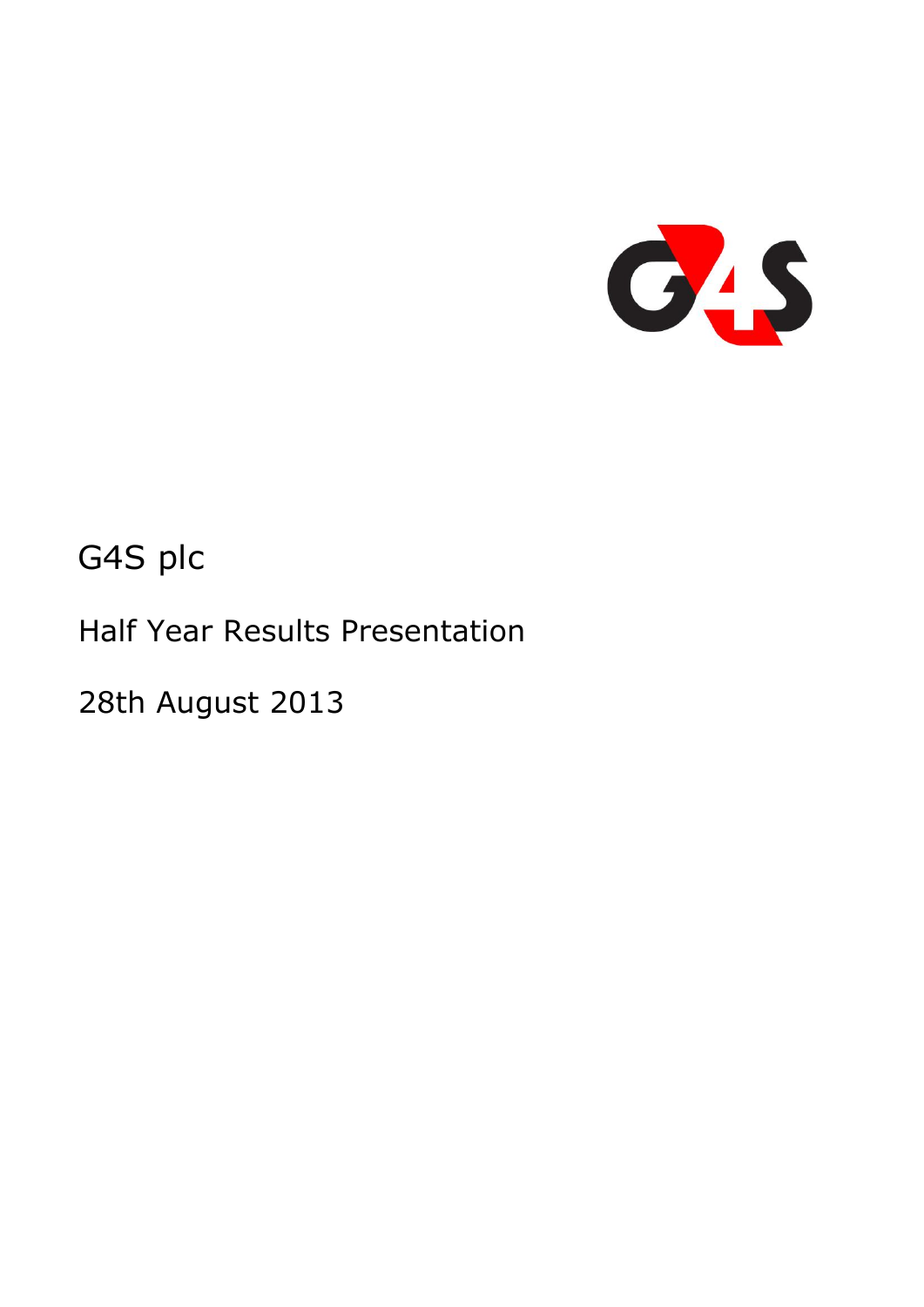G4S plc

Half Year Results Presentation

28th August 2013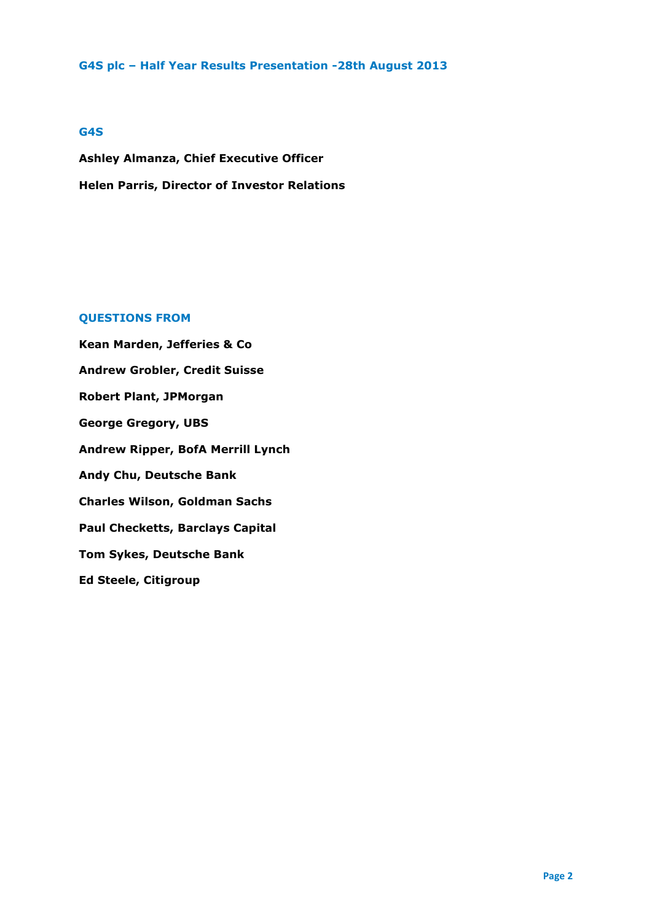# G4S plc – Half Year Results Presentation -28th August 2013

## G4S

**Ashley Almanza, Chief Executive Officer**

**Helen Parris, Director of Investor Relations**

## QUESTIONS FROM

**Kean Marden, Jefferies & Co**

**Andrew Grobler, Credit Suisse**

**Robert Plant, JPMorgan**

**George Gregory, UBS**

**Andrew Ripper, BofA Merrill Lynch**

**Andy Chu, Deutsche Bank**

**Charles Wilson, Goldman Sachs**

**Paul Checketts, Barclays Capital**

**Tom Sykes, Deutsche Bank**

**Ed Steele, Citigroup**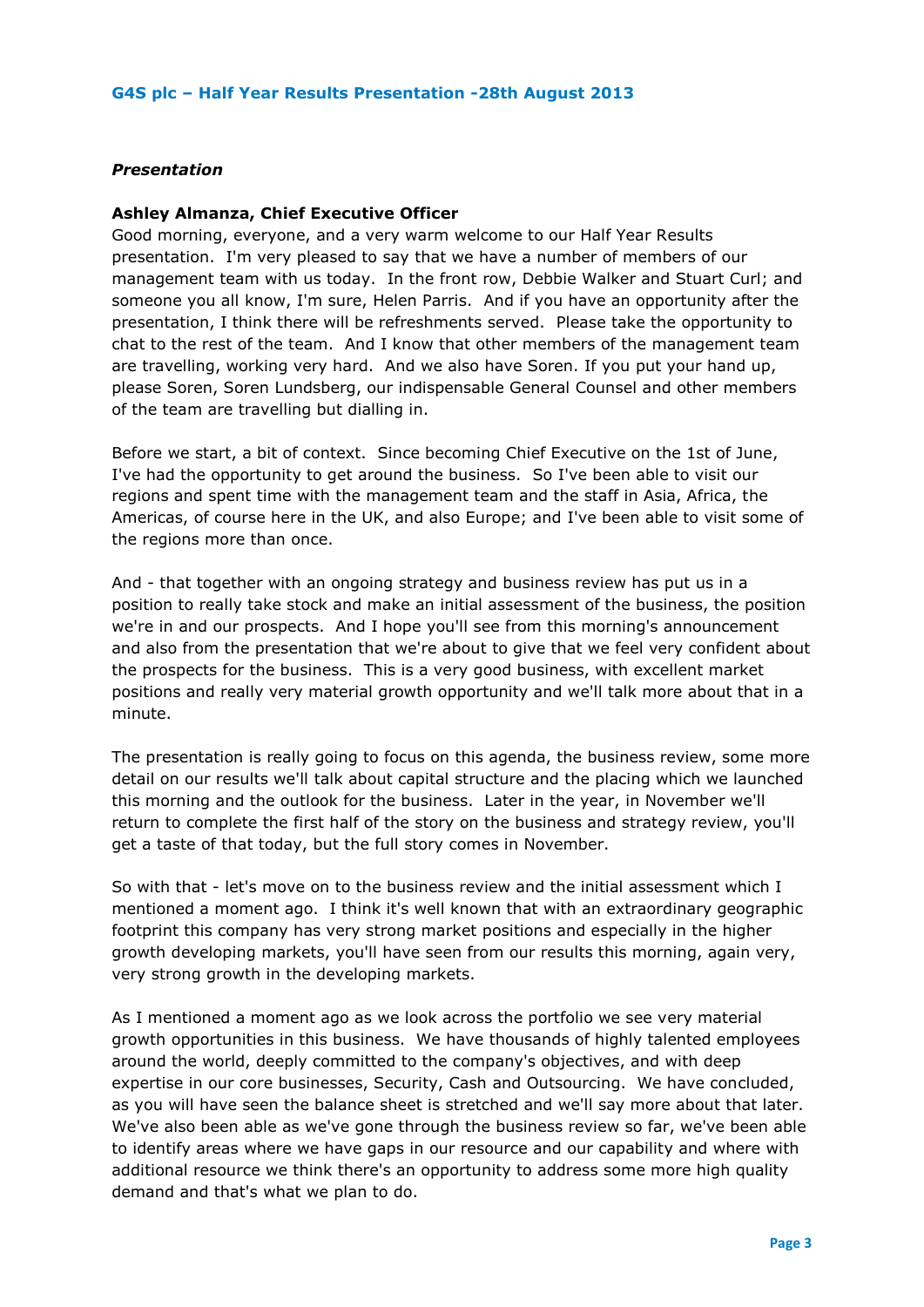# G4S plc – Half Year Results Presentation -28th August 2013

## *Presentation*

**Ashley Almanza, Chief Executive Officer**

Good morning, everyone, and a very warm welcome to our Half Year Results presentation. I'm very pleased to say that we have a number of members of our management team with us today. In the front row, Debbie Walker and Stuart Curl; and someone you all know, I'm sure, Helen Parris. And if you have an opportunity after the presentation, I think there will be refreshments served. Please take the opportunity to chat to the rest of the team. And I know that other members of the management team are travelling, working very hard. And we also have Soren. If you put your hand up, please Soren, Soren Lundsberg, our indispensable General Counsel and other members of the team are travelling but dialling in.

Before we start, a bit of context. Since becoming Chief Executive on the 1st of June, I've had the opportunity to get around the business. So I've been able to visit our regions and spent time with the management team and the staff in Asia, Africa, the Americas, of course here in the UK, and also Europe; and I've been able to visit some of the regions more than once.

And - that together with an ongoing strategy and business review has put us in a position to really take stock and make an initial assessment of the business, the position we're in and our prospects. And I hope you'll see from this morning's announcement and also from the presentation that we're about to give that we feel very confident about the prospects for the business. This is a very good business, with excellent market positions and really very material growth opportunity and we'll talk more about that in a minute.

The presentation is really going to focus on this agenda, the business review, some more detail on our results we'll talk about capital structure and the placing which we launched this morning and the outlook for the business. Later in the year, in November we'll return to complete the first half of the story on the business and strategy review, you'll get a taste of that today, but the full story comes in November.

So with that - let's move on to the business review and the initial assessment which I mentioned a moment ago. I think it's well known that with an extraordinary geographic footprint this company has very strong market positions and especially in the higher growth developing markets, you'll have seen from our results this morning, again very, very strong growth in the developing markets.

As I mentioned a moment ago as we look across the portfolio we see very material growth opportunities in this business. We have thousands of highly talented employees around the world, deeply committed to the company's objectives, and with deep expertise in our core businesses, Security, Cash and Outsourcing. We have concluded, as you will have seen the balance sheet is stretched and we'll say more about that later. We've also been able as we've gone through the business review so far, we've been able to identify areas where we have gaps in our resource and our capability and where with additional resource we think there's an opportunity to address some more high quality demand and that's what we plan to do.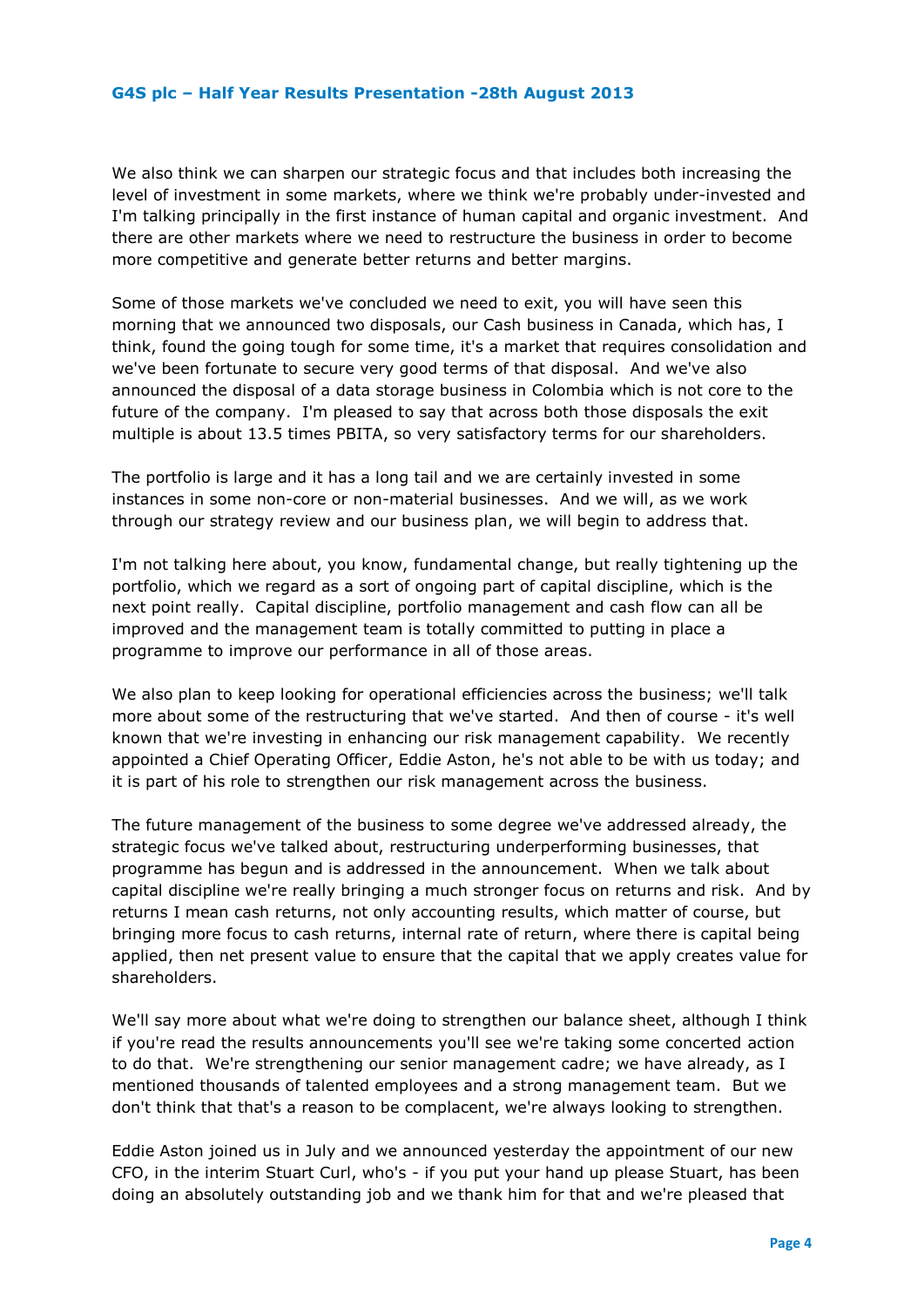We also think we can sharpen our strategic focus and that includes both increasing the level of investment in some markets, where we think we're probably under-invested and I'm talking principally in the first instance of human capital and organic investment. And there are other markets where we need to restructure the business in order to become more competitive and generate better returns and better margins.

Some of those markets we've concluded we need to exit, you will have seen this morning that we announced two disposals, our Cash business in Canada, which has, I think, found the going tough for some time, it's a market that requires consolidation and we've been fortunate to secure very good terms of that disposal. And we've also announced the disposal of a data storage business in Colombia which is not core to the future of the company. I'm pleased to say that across both those disposals the exit multiple is about 13.5 times PBITA, so very satisfactory terms for our shareholders.

The portfolio is large and it has a long tail and we are certainly invested in some instances in some non-core or non-material businesses. And we will, as we work through our strategy review and our business plan, we will begin to address that.

I'm not talking here about, you know, fundamental change, but really tightening up the portfolio, which we regard as a sort of ongoing part of capital discipline, which is the next point really. Capital discipline, portfolio management and cash flow can all be improved and the management team is totally committed to putting in place a programme to improve our performance in all of those areas.

We also plan to keep looking for operational efficiencies across the business; we'll talk more about some of the restructuring that we've started. And then of course - it's well known that we're investing in enhancing our risk management capability. We recently appointed a Chief Operating Officer, Eddie Aston, he's not able to be with us today; and it is part of his role to strengthen our risk management across the business.

The future management of the business to some degree we've addressed already, the strategic focus we've talked about, restructuring underperforming businesses, that programme has begun and is addressed in the announcement. When we talk about capital discipline we're really bringing a much stronger focus on returns and risk. And by returns I mean cash returns, not only accounting results, which matter of course, but bringing more focus to cash returns, internal rate of return, where there is capital being applied, then net present value to ensure that the capital that we apply creates value for shareholders.

We'll say more about what we're doing to strengthen our balance sheet, although I think if you're read the results announcements you'll see we're taking some concerted action to do that. We're strengthening our senior management cadre; we have already, as I mentioned thousands of talented employees and a strong management team. But we don't think that that's a reason to be complacent, we're always looking to strengthen.

Eddie Aston joined us in July and we announced yesterday the appointment of our new CFO, in the interim Stuart Curl, who's - if you put your hand up please Stuart, has been doing an absolutely outstanding job and we thank him for that and we're pleased that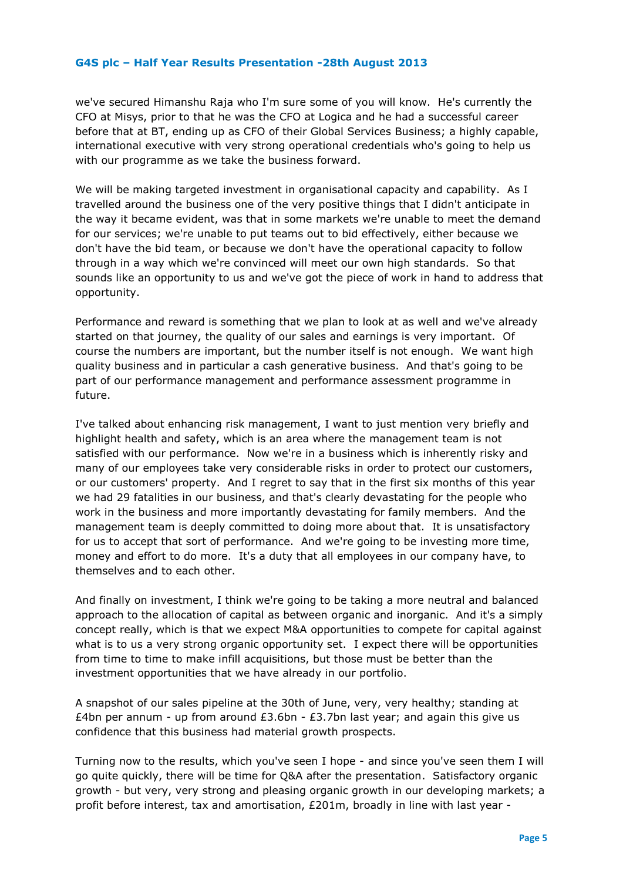we've secured Himanshu Raja who I'm sure some of you will know. He's currently the CFO at Misys, prior to that he was the CFO at Logica and he had a successful career before that at BT, ending up as CFO of their Global Services Business; a highly capable, international executive with very strong operational credentials who's going to help us with our programme as we take the business forward.

We will be making targeted investment in organisational capacity and capability. As I travelled around the business one of the very positive things that I didn't anticipate in the way it became evident, was that in some markets we're unable to meet the demand for our services; we're unable to put teams out to bid effectively, either because we don't have the bid team, or because we don't have the operational capacity to follow through in a way which we're convinced will meet our own high standards. So that sounds like an opportunity to us and we've got the piece of work in hand to address that opportunity.

Performance and reward is something that we plan to look at as well and we've already started on that journey, the quality of our sales and earnings is very important. Of course the numbers are important, but the number itself is not enough. We want high quality business and in particular a cash generative business. And that's going to be part of our performance management and performance assessment programme in future.

I've talked about enhancing risk management, I want to just mention very briefly and highlight health and safety, which is an area where the management team is not satisfied with our performance. Now we're in a business which is inherently risky and many of our employees take very considerable risks in order to protect our customers, or our customers' property. And I regret to say that in the first six months of this year we had 29 fatalities in our business, and that's clearly devastating for the people who work in the business and more importantly devastating for family members. And the management team is deeply committed to doing more about that. It is unsatisfactory for us to accept that sort of performance. And we're going to be investing more time, money and effort to do more. It's a duty that all employees in our company have, to themselves and to each other.

And finally on investment, I think we're going to be taking a more neutral and balanced approach to the allocation of capital as between organic and inorganic. And it's a simply concept really, which is that we expect M&A opportunities to compete for capital against what is to us a very strong organic opportunity set. I expect there will be opportunities from time to time to make infill acquisitions, but those must be better than the investment opportunities that we have already in our portfolio.

A snapshot of our sales pipeline at the 30th of June, very, very healthy; standing at £4bn per annum - up from around £3.6bn - £3.7bn last year; and again this give us confidence that this business had material growth prospects.

Turning now to the results, which you've seen I hope - and since you've seen them I will go quite quickly, there will be time for Q&A after the presentation. Satisfactory organic growth - but very, very strong and pleasing organic growth in our developing markets; a profit before interest, tax and amortisation, £201m, broadly in line with last year -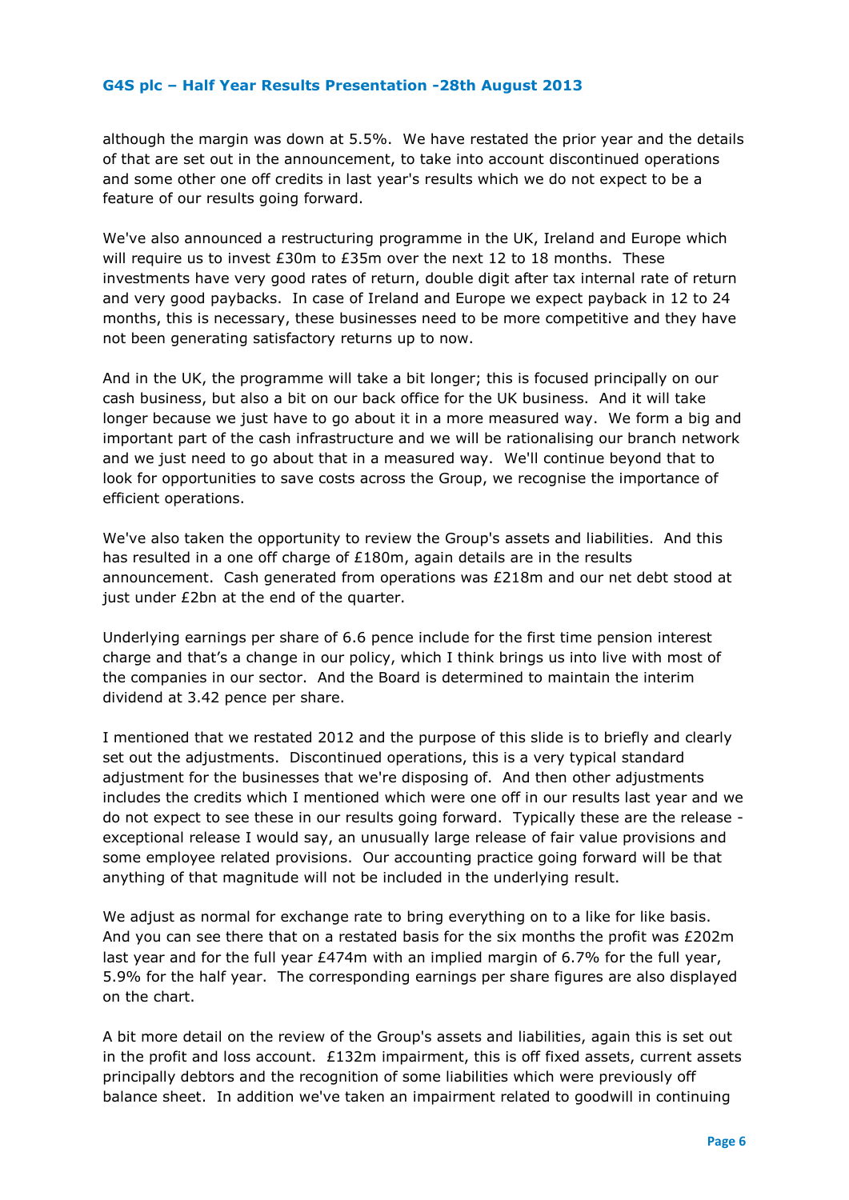although the margin was down at 5.5%. We have restated the prior year and the details of that are set out in the announcement, to take into account discontinued operations and some other one off credits in last year's results which we do not expect to be a feature of our results going forward.

We've also announced a restructuring programme in the UK, Ireland and Europe which will require us to invest £30m to £35m over the next 12 to 18 months. These investments have very good rates of return, double digit after tax internal rate of return and very good paybacks. In case of Ireland and Europe we expect payback in 12 to 24 months, this is necessary, these businesses need to be more competitive and they have not been generating satisfactory returns up to now.

And in the UK, the programme will take a bit longer; this is focused principally on our cash business, but also a bit on our back office for the UK business. And it will take longer because we just have to go about it in a more measured way. We form a big and important part of the cash infrastructure and we will be rationalising our branch network and we just need to go about that in a measured way. We'll continue beyond that to look for opportunities to save costs across the Group, we recognise the importance of efficient operations.

We've also taken the opportunity to review the Group's assets and liabilities. And this has resulted in a one off charge of £180m, again details are in the results announcement. Cash generated from operations was £218m and our net debt stood at just under £2bn at the end of the quarter.

Underlying earnings per share of 6.6 pence include for the first time pension interest charge and that's a change in our policy, which I think brings us into live with most of the companies in our sector. And the Board is determined to maintain the interim dividend at 3.42 pence per share.

I mentioned that we restated 2012 and the purpose of this slide is to briefly and clearly set out the adjustments. Discontinued operations, this is a very typical standard adjustment for the businesses that we're disposing of. And then other adjustments includes the credits which I mentioned which were one off in our results last year and we do not expect to see these in our results going forward. Typically these are the release - exceptional release I would say, an unusually large release of fair value provisions and some employee related provisions. Our accounting practice going forward will be that anything of that magnitude will not be included in the underlying result.

We adjust as normal for exchange rate to bring everything on to a like for like basis. And you can see there that on a restated basis for the six months the profit was £202m last year and for the full year £474m with an implied margin of 6.7% for the full year, 5.9% for the half year. The corresponding earnings per share figures are also displayed on the chart.

A bit more detail on the review of the Group's assets and liabilities, again this is set out in the profit and loss account. £132m impairment, this is off fixed assets, current assets principally debtors and the recognition of some liabilities which were previously off balance sheet. In addition we've taken an impairment related to goodwill in continuing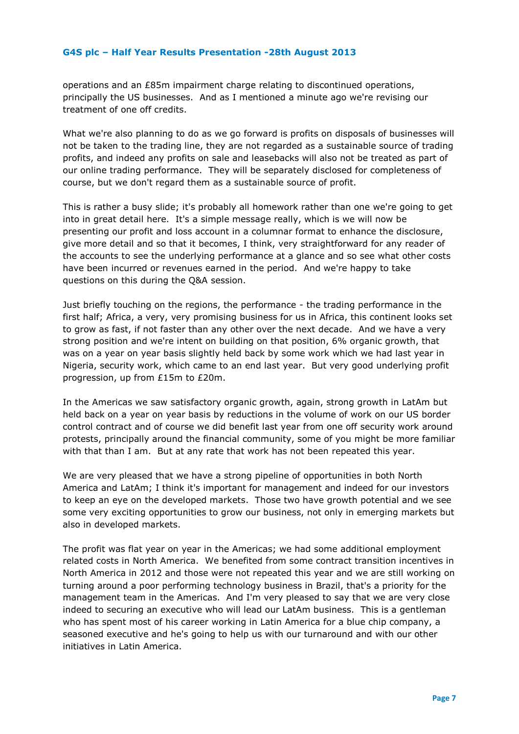operations and an £85m impairment charge relating to discontinued operations, principally the US businesses. And as I mentioned a minute ago we're revising our treatment of one off credits.

What we're also planning to do as we go forward is profits on disposals of businesses will not be taken to the trading line, they are not regarded as a sustainable source of trading profits, and indeed any profits on sale and leasebacks will also not be treated as part of our online trading performance. They will be separately disclosed for completeness of course, but we don't regard them as a sustainable source of profit.

This is rather a busy slide; it's probably all homework rather than one we're going to get into in great detail here. It's a simple message really, which is we will now be presenting our profit and loss account in a columnar format to enhance the disclosure, give more detail and so that it becomes, I think, very straightforward for any reader of the accounts to see the underlying performance at a glance and so see what other costs have been incurred or revenues earned in the period. And we're happy to take questions on this during the Q&A session.

Just briefly touching on the regions, the performance - the trading performance in the first half; Africa, a very, very promising business for us in Africa, this continent looks set to grow as fast, if not faster than any other over the next decade. And we have a very strong position and we're intent on building on that position, 6% organic growth, that was on a year on year basis slightly held back by some work which we had last year in Nigeria, security work, which came to an end last year. But very good underlying profit progression, up from £15m to £20m.

In the Americas we saw satisfactory organic growth, again, strong growth in LatAm but held back on a year on year basis by reductions in the volume of work on our US border control contract and of course we did benefit last year from one off security work around protests, principally around the financial community, some of you might be more familiar with that than I am. But at any rate that work has not been repeated this year.

We are very pleased that we have a strong pipeline of opportunities in both North America and LatAm; I think it's important for management and indeed for our investors to keep an eye on the developed markets. Those two have growth potential and we see some very exciting opportunities to grow our business, not only in emerging markets but also in developed markets.

The profit was flat year on year in the Americas; we had some additional employment related costs in North America. We benefited from some contract transition incentives in North America in 2012 and those were not repeated this year and we are still working on turning around a poor performing technology business in Brazil, that's a priority for the management team in the Americas. And I'm very pleased to say that we are very close indeed to securing an executive who will lead our LatAm business. This is a gentleman who has spent most of his career working in Latin America for a blue chip company, a seasoned executive and he's going to help us with our turnaround and with our other initiatives in Latin America.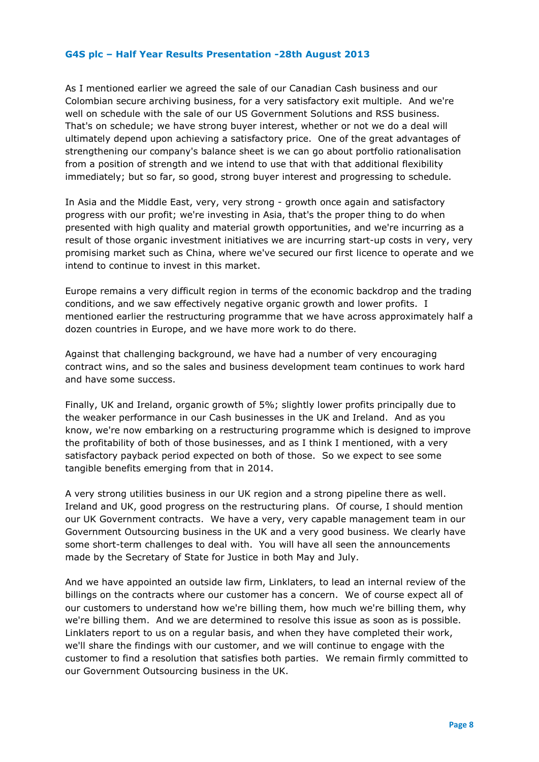As I mentioned earlier we agreed the sale of our Canadian Cash business and our Colombian secure archiving business, for a very satisfactory exit multiple. And we're well on schedule with the sale of our US Government Solutions and RSS business. That's on schedule; we have strong buyer interest, whether or not we do a deal will ultimately depend upon achieving a satisfactory price. One of the great advantages of strengthening our company's balance sheet is we can go about portfolio rationalisation from a position of strength and we intend to use that with that additional flexibility immediately; but so far, so good, strong buyer interest and progressing to schedule.

In Asia and the Middle East, very, very strong - growth once again and satisfactory progress with our profit; we're investing in Asia, that's the proper thing to do when presented with high quality and material growth opportunities, and we're incurring as a result of those organic investment initiatives we are incurring start-up costs in very, very promising market such as China, where we've secured our first licence to operate and we intend to continue to invest in this market.

Europe remains a very difficult region in terms of the economic backdrop and the trading conditions, and we saw effectively negative organic growth and lower profits. I mentioned earlier the restructuring programme that we have across approximately half a dozen countries in Europe, and we have more work to do there.

Against that challenging background, we have had a number of very encouraging contract wins, and so the sales and business development team continues to work hard and have some success.

Finally, UK and Ireland, organic growth of 5%; slightly lower profits principally due to the weaker performance in our Cash businesses in the UK and Ireland. And as you know, we're now embarking on a restructuring programme which is designed to improve the profitability of both of those businesses, and as I think I mentioned, with a very satisfactory payback period expected on both of those. So we expect to see some tangible benefits emerging from that in 2014.

A very strong utilities business in our UK region and a strong pipeline there as well. Ireland and UK, good progress on the restructuring plans. Of course, I should mention our UK Government contracts. We have a very, very capable management team in our Government Outsourcing business in the UK and a very good business. We clearly have some short-term challenges to deal with. You will have all seen the announcements made by the Secretary of State for Justice in both May and July.

And we have appointed an outside law firm, Linklaters, to lead an internal review of the billings on the contracts where our customer has a concern. We of course expect all of our customers to understand how we're billing them, how much we're billing them, why we're billing them. And we are determined to resolve this issue as soon as is possible. Linklaters report to us on a regular basis, and when they have completed their work, we'll share the findings with our customer, and we will continue to engage with the customer to find a resolution that satisfies both parties. We remain firmly committed to our Government Outsourcing business in the UK.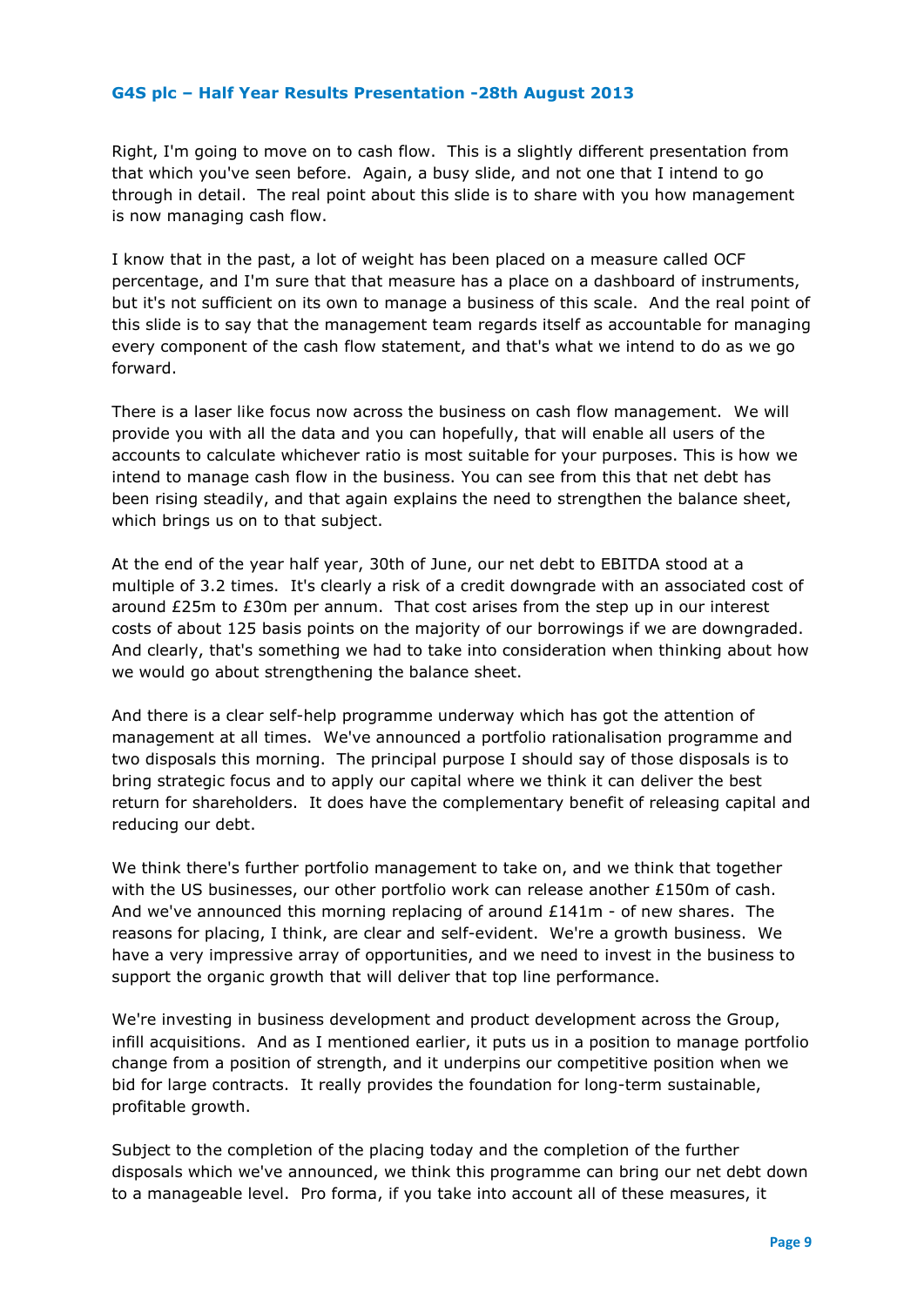Right, I'm going to move on to cash flow. This is a slightly different presentation from that which you've seen before. Again, a busy slide, and not one that I intend to go through in detail. The real point about this slide is to share with you how management is now managing cash flow.

I know that in the past, a lot of weight has been placed on a measure called OCF percentage, and I'm sure that that measure has a place on a dashboard of instruments, but it's not sufficient on its own to manage a business of this scale. And the real point of this slide is to say that the management team regards itself as accountable for managing every component of the cash flow statement, and that's what we intend to do as we go forward.

There is a laser like focus now across the business on cash flow management. We will provide you with all the data and you can hopefully, that will enable all users of the accounts to calculate whichever ratio is most suitable for your purposes. This is how we intend to manage cash flow in the business. You can see from this that net debt has been rising steadily, and that again explains the need to strengthen the balance sheet, which brings us on to that subject.

At the end of the year half year, 30th of June, our net debt to EBITDA stood at a multiple of 3.2 times. It's clearly a risk of a credit downgrade with an associated cost of around £25m to £30m per annum. That cost arises from the step up in our interest costs of about 125 basis points on the majority of our borrowings if we are downgraded. And clearly, that's something we had to take into consideration when thinking about how we would go about strengthening the balance sheet.

And there is a clear self-help programme underway which has got the attention of management at all times. We've announced a portfolio rationalisation programme and two disposals this morning. The principal purpose I should say of those disposals is to bring strategic focus and to apply our capital where we think it can deliver the best return for shareholders. It does have the complementary benefit of releasing capital and reducing our debt.

We think there's further portfolio management to take on, and we think that together with the US businesses, our other portfolio work can release another £150m of cash. And we've announced this morning replacing of around £141m - of new shares. The reasons for placing, I think, are clear and self-evident. We're a growth business. We have a very impressive array of opportunities, and we need to invest in the business to support the organic growth that will deliver that top line performance.

We're investing in business development and product development across the Group, infill acquisitions. And as I mentioned earlier, it puts us in a position to manage portfolio change from a position of strength, and it underpins our competitive position when we bid for large contracts. It really provides the foundation for long-term sustainable, profitable growth.

Subject to the completion of the placing today and the completion of the further disposals which we've announced, we think this programme can bring our net debt down to a manageable level. Pro forma, if you take into account all of these measures, it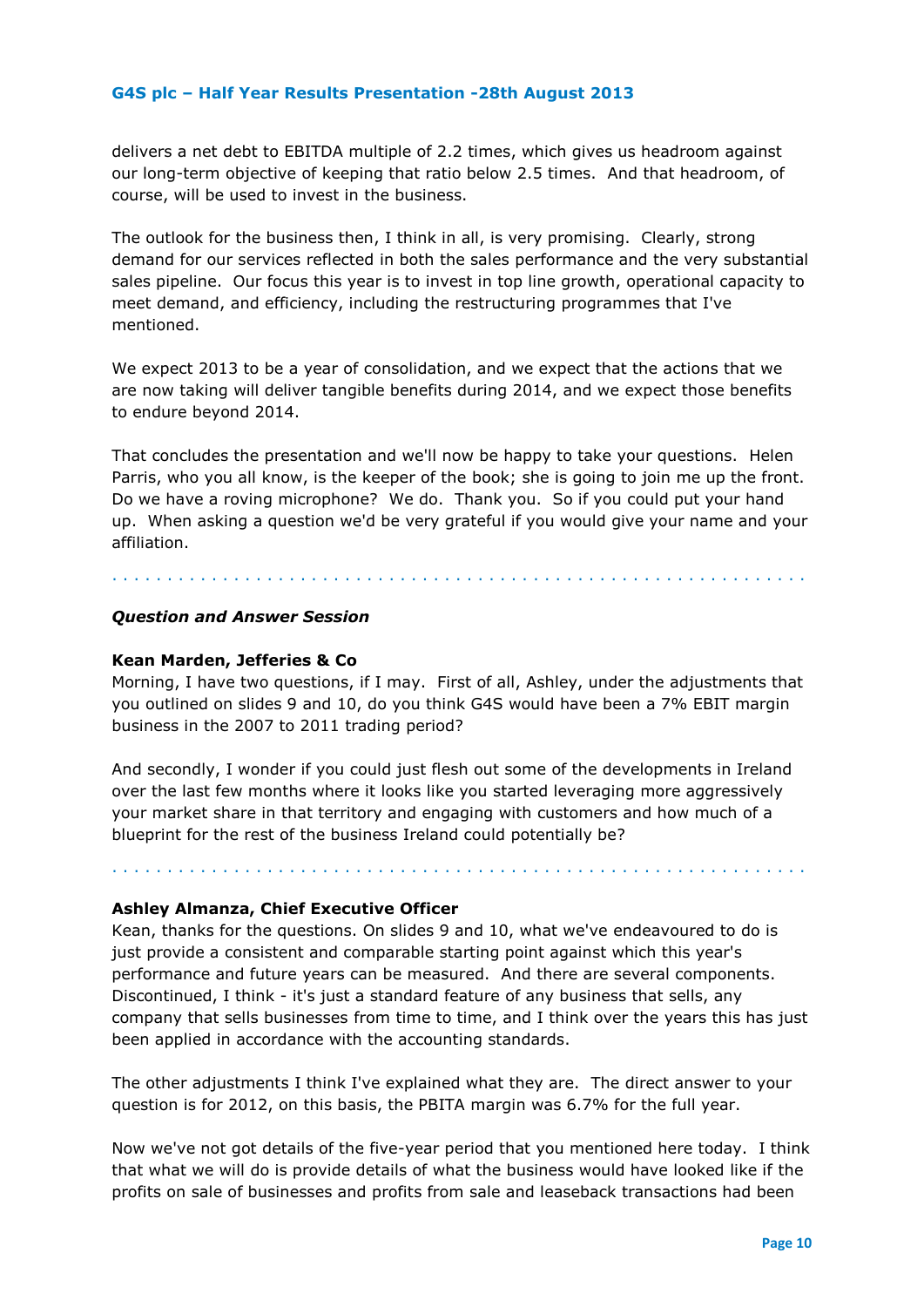delivers a net debt to EBITDA multiple of 2.2 times, which gives us headroom against our long-term objective of keeping that ratio below 2.5 times. And that headroom, of course, will be used to invest in the business.

The outlook for the business then, I think in all, is very promising. Clearly, strong demand for our services reflected in both the sales performance and the very substantial sales pipeline. Our focus this year is to invest in top line growth, operational capacity to meet demand, and efficiency, including the restructuring programmes that I've mentioned.

We expect 2013 to be a year of consolidation, and we expect that the actions that we are now taking will deliver tangible benefits during 2014, and we expect those benefits to endure beyond 2014.

That concludes the presentation and we'll now be happy to take your questions. Helen Parris, who you all know, is the keeper of the book; she is going to join me up the front. Do we have a roving microphone? We do. Thank you. So if you could put your hand up. When asking a question we'd be very grateful if you would give your name and your affiliation.

. . . . . . . . . . . . . . . . . . . . . . . . . . . . . . . . . . . . . . . . . . . . . . . . . . . . . . . . . . . . . .

***Question and Answer Session***

**Kean Marden, Jefferies & Co**
Morning, I have two questions, if I may. First of all, Ashley, under the adjustments that you outlined on slides 9 and 10, do you think G4S would have been a 7% EBIT margin business in the 2007 to 2011 trading period?

And secondly, I wonder if you could just flesh out some of the developments in Ireland over the last few months where it looks like you started leveraging more aggressively your market share in that territory and engaging with customers and how much of a blueprint for the rest of the business Ireland could potentially be?

. . . . . . . . . . . . . . . . . . . . . . . . . . . . . . . . . . . . . . . . . . . . . . . . . . . . . . . . . . . . . .

**Ashley Almanza, Chief Executive Officer**
Kean, thanks for the questions. On slides 9 and 10, what we've endeavoured to do is just provide a consistent and comparable starting point against which this year's performance and future years can be measured. And there are several components. Discontinued, I think - it's just a standard feature of any business that sells, any company that sells businesses from time to time, and I think over the years this has just been applied in accordance with the accounting standards.

The other adjustments I think I've explained what they are. The direct answer to your question is for 2012, on this basis, the PBITA margin was 6.7% for the full year.

Now we've not got details of the five-year period that you mentioned here today. I think that what we will do is provide details of what the business would have looked like if the profits on sale of businesses and profits from sale and leaseback transactions had been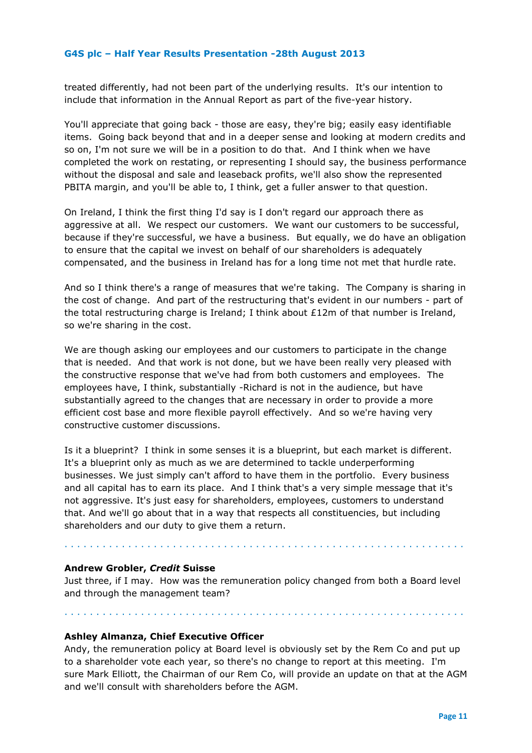treated differently, had not been part of the underlying results. It's our intention to include that information in the Annual Report as part of the five-year history.

You'll appreciate that going back - those are easy, they're big; easily easy identifiable items. Going back beyond that and in a deeper sense and looking at modern credits and so on, I'm not sure we will be in a position to do that. And I think when we have completed the work on restating, or representing I should say, the business performance without the disposal and sale and leaseback profits, we'll also show the represented PBITA margin, and you'll be able to, I think, get a fuller answer to that question.

On Ireland, I think the first thing I'd say is I don't regard our approach there as aggressive at all. We respect our customers. We want our customers to be successful, because if they're successful, we have a business. But equally, we do have an obligation to ensure that the capital we invest on behalf of our shareholders is adequately compensated, and the business in Ireland has for a long time not met that hurdle rate.

And so I think there's a range of measures that we're taking. The Company is sharing in the cost of change. And part of the restructuring that's evident in our numbers - part of the total restructuring charge is Ireland; I think about £12m of that number is Ireland, so we're sharing in the cost.

We are though asking our employees and our customers to participate in the change that is needed. And that work is not done, but we have been really very pleased with the constructive response that we've had from both customers and employees. The employees have, I think, substantially -Richard is not in the audience, but have substantially agreed to the changes that are necessary in order to provide a more efficient cost base and more flexible payroll effectively. And so we're having very constructive customer discussions.

Is it a blueprint? I think in some senses it is a blueprint, but each market is different. It's a blueprint only as much as we are determined to tackle underperforming businesses. We just simply can't afford to have them in the portfolio. Every business and all capital has to earn its place. And I think that's a very simple message that it's not aggressive. It's just easy for shareholders, employees, customers to understand that. And we'll go about that in a way that respects all constituencies, but including shareholders and our duty to give them a return.

. . . . . . . . . . . . . . . . . . . . . . . . . . . . . . . . . . . . . . . . . . . . . . . . . . . . . . . . . . . . .

**Andrew Grobler, *Credit* Suisse**
Just three, if I may. How was the remuneration policy changed from both a Board level and through the management team?

. . . . . . . . . . . . . . . . . . . . . . . . . . . . . . . . . . . . . . . . . . . . . . . . . . . . . . . . . . . . .

**Ashley Almanza, Chief Executive Officer**
Andy, the remuneration policy at Board level is obviously set by the Rem Co and put up to a shareholder vote each year, so there's no change to report at this meeting. I'm sure Mark Elliott, the Chairman of our Rem Co, will provide an update on that at the AGM and we'll consult with shareholders before the AGM.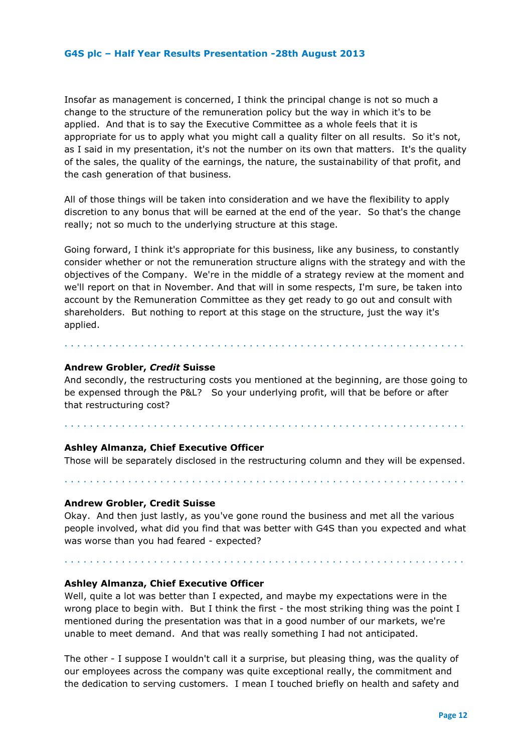Insofar as management is concerned, I think the principal change is not so much a change to the structure of the remuneration policy but the way in which it's to be applied.  And that is to say the Executive Committee as a whole feels that it is appropriate for us to apply what you might call a quality filter on all results.  So it's not, as I said in my presentation, it's not the number on its own that matters.  It's the quality of the sales, the quality of the earnings, the nature, the sustainability of that profit, and the cash generation of that business.

All of those things will be taken into consideration and we have the flexibility to apply discretion to any bonus that will be earned at the end of the year.  So that's the change really; not so much to the underlying structure at this stage.

Going forward, I think it's appropriate for this business, like any business, to constantly consider whether or not the remuneration structure aligns with the strategy and with the objectives of the Company.  We're in the middle of a strategy review at the moment and we'll report on that in November. And that will in some respects, I'm sure, be taken into account by the Remuneration Committee as they get ready to go out and consult with shareholders.  But nothing to report at this stage on the structure, just the way it's applied.

. . . . . . . . . . . . . . . . . . . . . . . . . . . . . . . . . . . . . . . . . . . . . . . . . . . . . . . . . . . . .

**Andrew Grobler, *Credit* Suisse**
And secondly, the restructuring costs you mentioned at the beginning, are those going to be expensed through the P&L?   So your underlying profit, will that be before or after that restructuring cost?

. . . . . . . . . . . . . . . . . . . . . . . . . . . . . . . . . . . . . . . . . . . . . . . . . . . . . . . . . . . . .

**Ashley Almanza, Chief Executive Officer**
Those will be separately disclosed in the restructuring column and they will be expensed.

. . . . . . . . . . . . . . . . . . . . . . . . . . . . . . . . . . . . . . . . . . . . . . . . . . . . . . . . . . . . .

**Andrew Grobler, Credit Suisse**
Okay.  And then just lastly, as you've gone round the business and met all the various people involved, what did you find that was better with G4S than you expected and what was worse than you had feared - expected?

. . . . . . . . . . . . . . . . . . . . . . . . . . . . . . . . . . . . . . . . . . . . . . . . . . . . . . . . . . . . .

**Ashley Almanza, Chief Executive Officer**
Well, quite a lot was better than I expected, and maybe my expectations were in the wrong place to begin with.  But I think the first - the most striking thing was the point I mentioned during the presentation was that in a good number of our markets, we're unable to meet demand.  And that was really something I had not anticipated.

The other - I suppose I wouldn't call it a surprise, but pleasing thing, was the quality of our employees across the company was quite exceptional really, the commitment and the dedication to serving customers.  I mean I touched briefly on health and safety and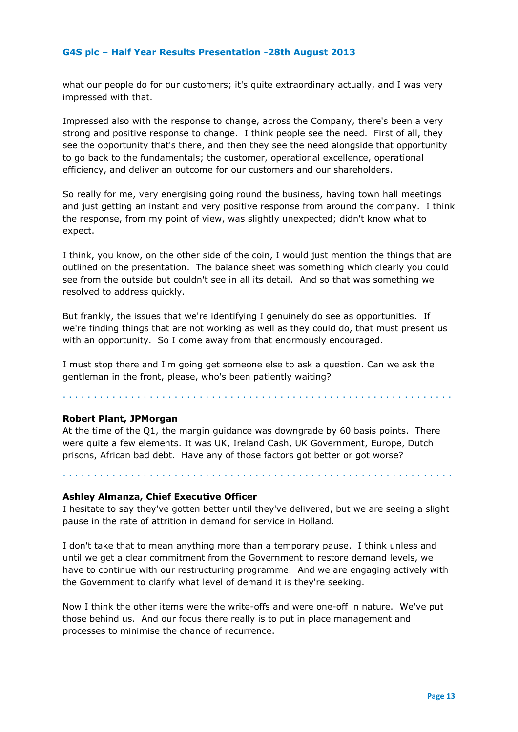what our people do for our customers; it's quite extraordinary actually, and I was very impressed with that.

Impressed also with the response to change, across the Company, there's been a very strong and positive response to change. I think people see the need. First of all, they see the opportunity that's there, and then they see the need alongside that opportunity to go back to the fundamentals; the customer, operational excellence, operational efficiency, and deliver an outcome for our customers and our shareholders.

So really for me, very energising going round the business, having town hall meetings and just getting an instant and very positive response from around the company. I think the response, from my point of view, was slightly unexpected; didn't know what to expect.

I think, you know, on the other side of the coin, I would just mention the things that are outlined on the presentation. The balance sheet was something which clearly you could see from the outside but couldn't see in all its detail. And so that was something we resolved to address quickly.

But frankly, the issues that we're identifying I genuinely do see as opportunities. If we're finding things that are not working as well as they could do, that must present us with an opportunity. So I come away from that enormously encouraged.

I must stop there and I'm going get someone else to ask a question. Can we ask the gentleman in the front, please, who's been patiently waiting?

. . . . . . . . . . . . . . . . . . . . . . . . . . . . . . . . . . . . . . . . . . . . . . . . . . . . . . . . . . . . . .

**Robert Plant, JPMorgan**
At the time of the Q1, the margin guidance was downgrade by 60 basis points. There were quite a few elements. It was UK, Ireland Cash, UK Government, Europe, Dutch prisons, African bad debt. Have any of those factors got better or got worse?

. . . . . . . . . . . . . . . . . . . . . . . . . . . . . . . . . . . . . . . . . . . . . . . . . . . . . . . . . . . . . .

**Ashley Almanza, Chief Executive Officer**
I hesitate to say they've gotten better until they've delivered, but we are seeing a slight pause in the rate of attrition in demand for service in Holland.

I don't take that to mean anything more than a temporary pause. I think unless and until we get a clear commitment from the Government to restore demand levels, we have to continue with our restructuring programme. And we are engaging actively with the Government to clarify what level of demand it is they're seeking.

Now I think the other items were the write-offs and were one-off in nature. We've put those behind us. And our focus there really is to put in place management and processes to minimise the chance of recurrence.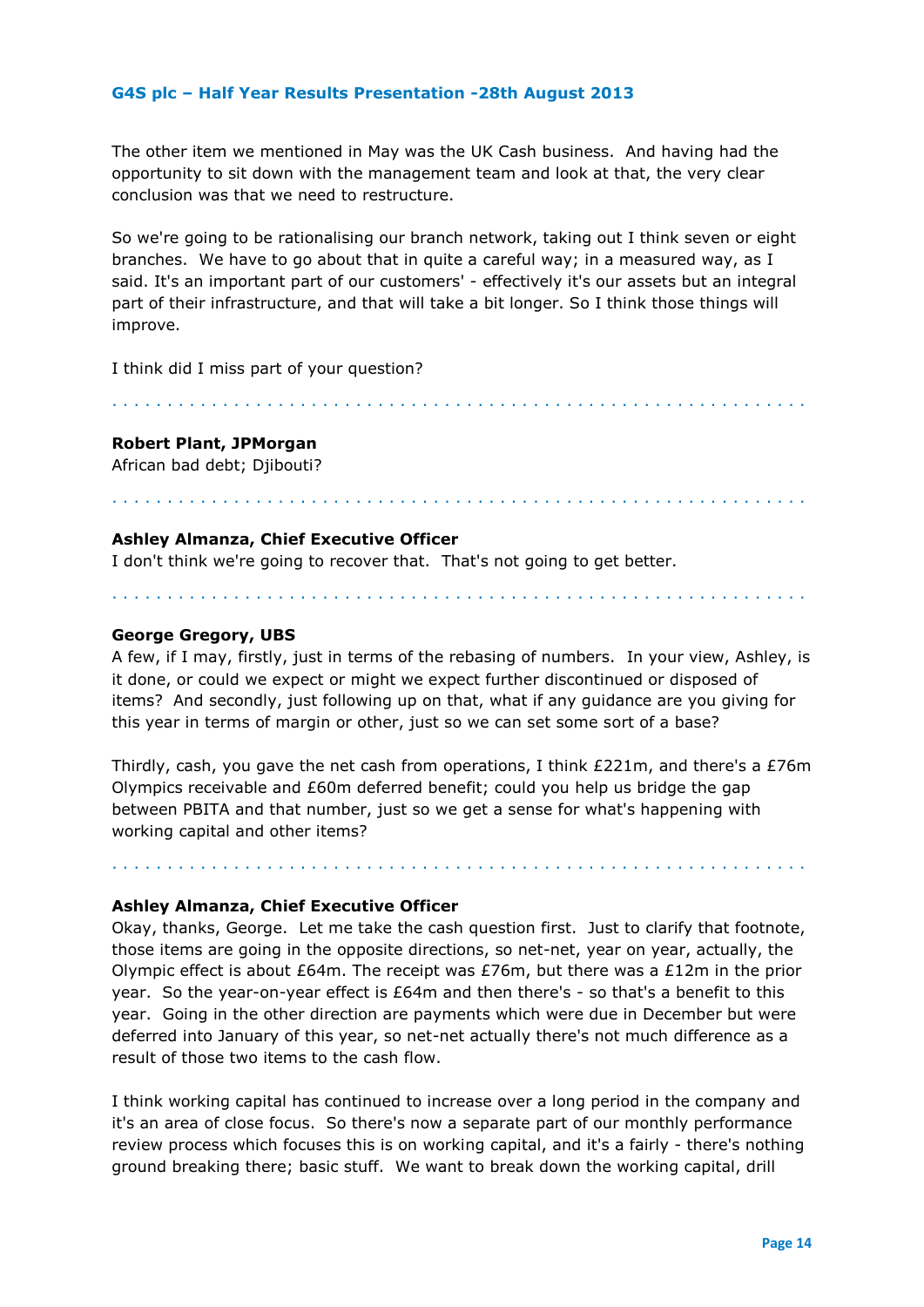The other item we mentioned in May was the UK Cash business. And having had the opportunity to sit down with the management team and look at that, the very clear conclusion was that we need to restructure.

So we're going to be rationalising our branch network, taking out I think seven or eight branches. We have to go about that in quite a careful way; in a measured way, as I said. It's an important part of our customers' - effectively it's our assets but an integral part of their infrastructure, and that will take a bit longer. So I think those things will improve.

I think did I miss part of your question?

. . . . . . . . . . . . . . . . . . . . . . . . . . . . . . . . . . . . . . . . . . . . . . . . . . . . . . . . . . . .

**Robert Plant, JPMorgan**
African bad debt; Djibouti?

. . . . . . . . . . . . . . . . . . . . . . . . . . . . . . . . . . . . . . . . . . . . . . . . . . . . . . . . . . . .

**Ashley Almanza, Chief Executive Officer**
I don't think we're going to recover that. That's not going to get better.

. . . . . . . . . . . . . . . . . . . . . . . . . . . . . . . . . . . . . . . . . . . . . . . . . . . . . . . . . . . .

**George Gregory, UBS**
A few, if I may, firstly, just in terms of the rebasing of numbers. In your view, Ashley, is it done, or could we expect or might we expect further discontinued or disposed of items? And secondly, just following up on that, what if any guidance are you giving for this year in terms of margin or other, just so we can set some sort of a base?

Thirdly, cash, you gave the net cash from operations, I think £221m, and there's a £76m Olympics receivable and £60m deferred benefit; could you help us bridge the gap between PBITA and that number, just so we get a sense for what's happening with working capital and other items?

. . . . . . . . . . . . . . . . . . . . . . . . . . . . . . . . . . . . . . . . . . . . . . . . . . . . . . . . . . . .

**Ashley Almanza, Chief Executive Officer**
Okay, thanks, George. Let me take the cash question first. Just to clarify that footnote, those items are going in the opposite directions, so net-net, year on year, actually, the Olympic effect is about £64m. The receipt was £76m, but there was a £12m in the prior year. So the year-on-year effect is £64m and then there's - so that's a benefit to this year. Going in the other direction are payments which were due in December but were deferred into January of this year, so net-net actually there's not much difference as a result of those two items to the cash flow.

I think working capital has continued to increase over a long period in the company and it's an area of close focus. So there's now a separate part of our monthly performance review process which focuses this is on working capital, and it's a fairly - there's nothing ground breaking there; basic stuff. We want to break down the working capital, drill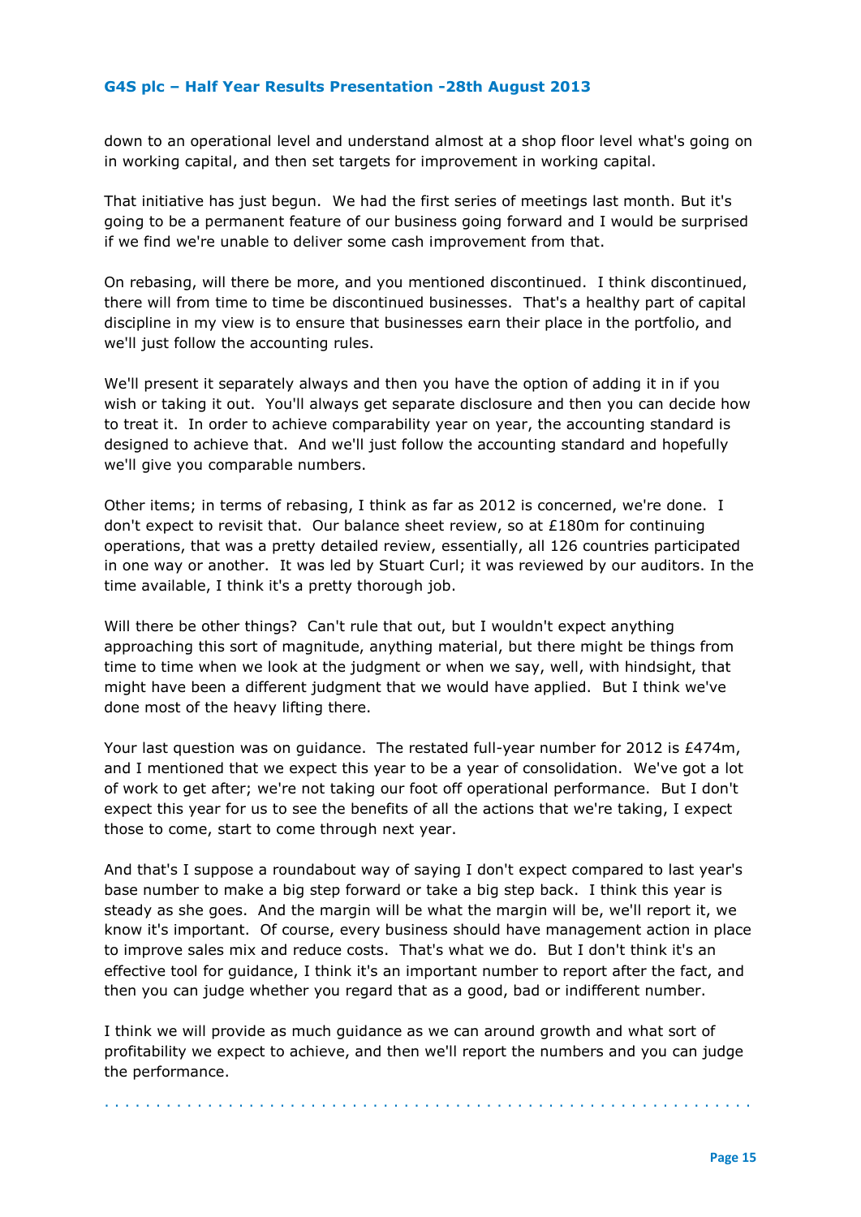down to an operational level and understand almost at a shop floor level what's going on in working capital, and then set targets for improvement in working capital.

That initiative has just begun. We had the first series of meetings last month. But it's going to be a permanent feature of our business going forward and I would be surprised if we find we're unable to deliver some cash improvement from that.

On rebasing, will there be more, and you mentioned discontinued. I think discontinued, there will from time to time be discontinued businesses. That's a healthy part of capital discipline in my view is to ensure that businesses earn their place in the portfolio, and we'll just follow the accounting rules.

We'll present it separately always and then you have the option of adding it in if you wish or taking it out. You'll always get separate disclosure and then you can decide how to treat it. In order to achieve comparability year on year, the accounting standard is designed to achieve that. And we'll just follow the accounting standard and hopefully we'll give you comparable numbers.

Other items; in terms of rebasing, I think as far as 2012 is concerned, we're done. I don't expect to revisit that. Our balance sheet review, so at £180m for continuing operations, that was a pretty detailed review, essentially, all 126 countries participated in one way or another. It was led by Stuart Curl; it was reviewed by our auditors. In the time available, I think it's a pretty thorough job.

Will there be other things? Can't rule that out, but I wouldn't expect anything approaching this sort of magnitude, anything material, but there might be things from time to time when we look at the judgment or when we say, well, with hindsight, that might have been a different judgment that we would have applied. But I think we've done most of the heavy lifting there.

Your last question was on guidance. The restated full-year number for 2012 is £474m, and I mentioned that we expect this year to be a year of consolidation. We've got a lot of work to get after; we're not taking our foot off operational performance. But I don't expect this year for us to see the benefits of all the actions that we're taking, I expect those to come, start to come through next year.

And that's I suppose a roundabout way of saying I don't expect compared to last year's base number to make a big step forward or take a big step back. I think this year is steady as she goes. And the margin will be what the margin will be, we'll report it, we know it's important. Of course, every business should have management action in place to improve sales mix and reduce costs. That's what we do. But I don't think it's an effective tool for guidance, I think it's an important number to report after the fact, and then you can judge whether you regard that as a good, bad or indifferent number.

I think we will provide as much guidance as we can around growth and what sort of profitability we expect to achieve, and then we'll report the numbers and you can judge the performance.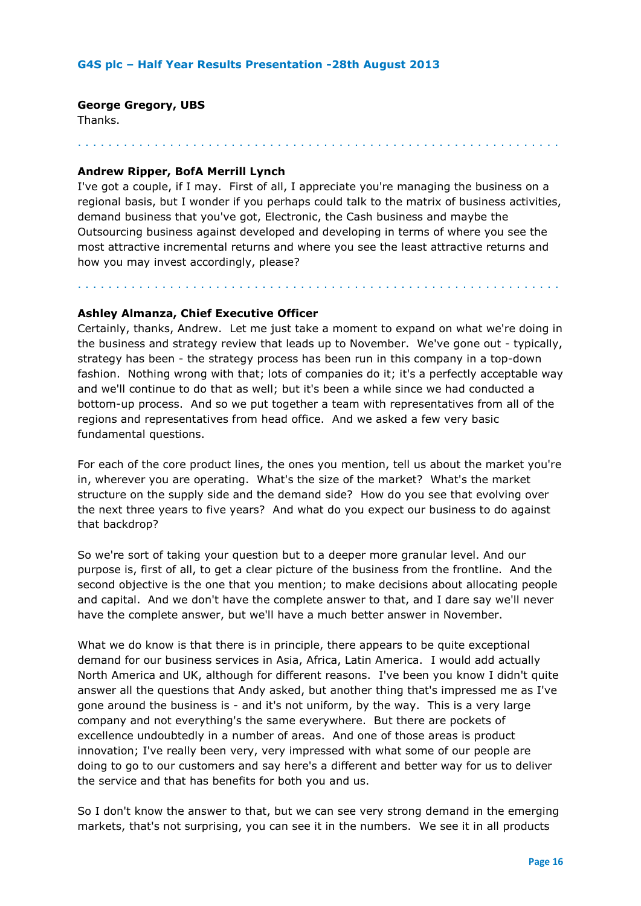**George Gregory, UBS**

Thanks.

. . . . . . . . . . . . . . . . . . . . . . . . . . . . . . . . . . . . . . . . . . . . . . . . . . . . . . . . . . . . . . .

**Andrew Ripper, BofA Merrill Lynch**

I've got a couple, if I may. First of all, I appreciate you're managing the business on a regional basis, but I wonder if you perhaps could talk to the matrix of business activities, demand business that you've got, Electronic, the Cash business and maybe the Outsourcing business against developed and developing in terms of where you see the most attractive incremental returns and where you see the least attractive returns and how you may invest accordingly, please?

. . . . . . . . . . . . . . . . . . . . . . . . . . . . . . . . . . . . . . . . . . . . . . . . . . . . . . . . . . . . . . .

**Ashley Almanza, Chief Executive Officer**

Certainly, thanks, Andrew. Let me just take a moment to expand on what we're doing in the business and strategy review that leads up to November. We've gone out - typically, strategy has been - the strategy process has been run in this company in a top-down fashion. Nothing wrong with that; lots of companies do it; it's a perfectly acceptable way and we'll continue to do that as well; but it's been a while since we had conducted a bottom-up process. And so we put together a team with representatives from all of the regions and representatives from head office. And we asked a few very basic fundamental questions.

For each of the core product lines, the ones you mention, tell us about the market you're in, wherever you are operating. What's the size of the market? What's the market structure on the supply side and the demand side? How do you see that evolving over the next three years to five years? And what do you expect our business to do against that backdrop?

So we're sort of taking your question but to a deeper more granular level. And our purpose is, first of all, to get a clear picture of the business from the frontline. And the second objective is the one that you mention; to make decisions about allocating people and capital. And we don't have the complete answer to that, and I dare say we'll never have the complete answer, but we'll have a much better answer in November.

What we do know is that there is in principle, there appears to be quite exceptional demand for our business services in Asia, Africa, Latin America. I would add actually North America and UK, although for different reasons. I've been you know I didn't quite answer all the questions that Andy asked, but another thing that's impressed me as I've gone around the business is - and it's not uniform, by the way. This is a very large company and not everything's the same everywhere. But there are pockets of excellence undoubtedly in a number of areas. And one of those areas is product innovation; I've really been very, very impressed with what some of our people are doing to go to our customers and say here's a different and better way for us to deliver the service and that has benefits for both you and us.

So I don't know the answer to that, but we can see very strong demand in the emerging markets, that's not surprising, you can see it in the numbers. We see it in all products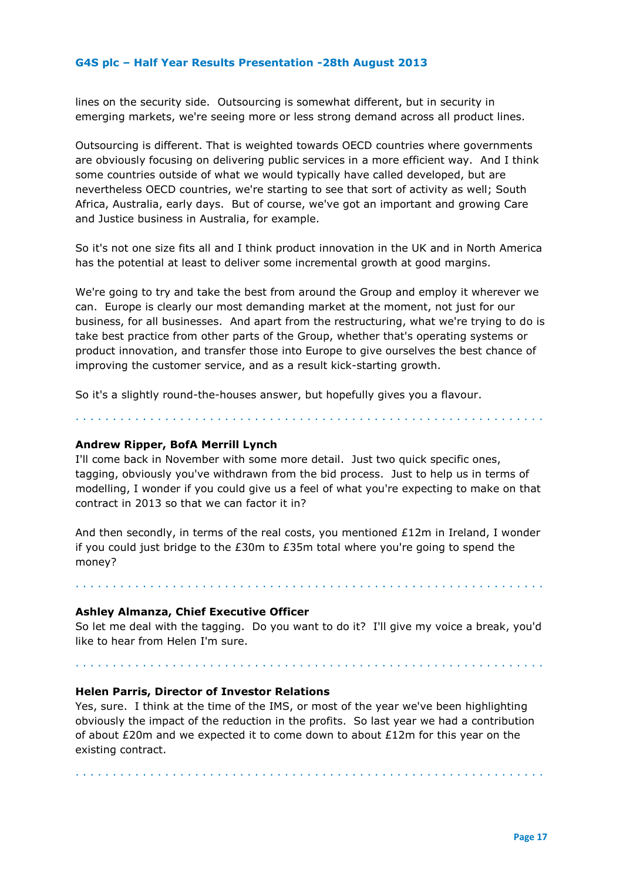lines on the security side. Outsourcing is somewhat different, but in security in emerging markets, we're seeing more or less strong demand across all product lines.

Outsourcing is different. That is weighted towards OECD countries where governments are obviously focusing on delivering public services in a more efficient way. And I think some countries outside of what we would typically have called developed, but are nevertheless OECD countries, we're starting to see that sort of activity as well; South Africa, Australia, early days. But of course, we've got an important and growing Care and Justice business in Australia, for example.

So it's not one size fits all and I think product innovation in the UK and in North America has the potential at least to deliver some incremental growth at good margins.

We're going to try and take the best from around the Group and employ it wherever we can. Europe is clearly our most demanding market at the moment, not just for our business, for all businesses. And apart from the restructuring, what we're trying to do is take best practice from other parts of the Group, whether that's operating systems or product innovation, and transfer those into Europe to give ourselves the best chance of improving the customer service, and as a result kick-starting growth.

So it's a slightly round-the-houses answer, but hopefully gives you a flavour.

**Andrew Ripper, BofA Merrill Lynch**

I'll come back in November with some more detail. Just two quick specific ones, tagging, obviously you've withdrawn from the bid process. Just to help us in terms of modelling, I wonder if you could give us a feel of what you're expecting to make on that contract in 2013 so that we can factor it in?

And then secondly, in terms of the real costs, you mentioned £12m in Ireland, I wonder if you could just bridge to the £30m to £35m total where you're going to spend the money?

**Ashley Almanza, Chief Executive Officer**

So let me deal with the tagging. Do you want to do it? I'll give my voice a break, you'd like to hear from Helen I'm sure.

**Helen Parris, Director of Investor Relations**

Yes, sure. I think at the time of the IMS, or most of the year we've been highlighting obviously the impact of the reduction in the profits. So last year we had a contribution of about £20m and we expected it to come down to about £12m for this year on the existing contract.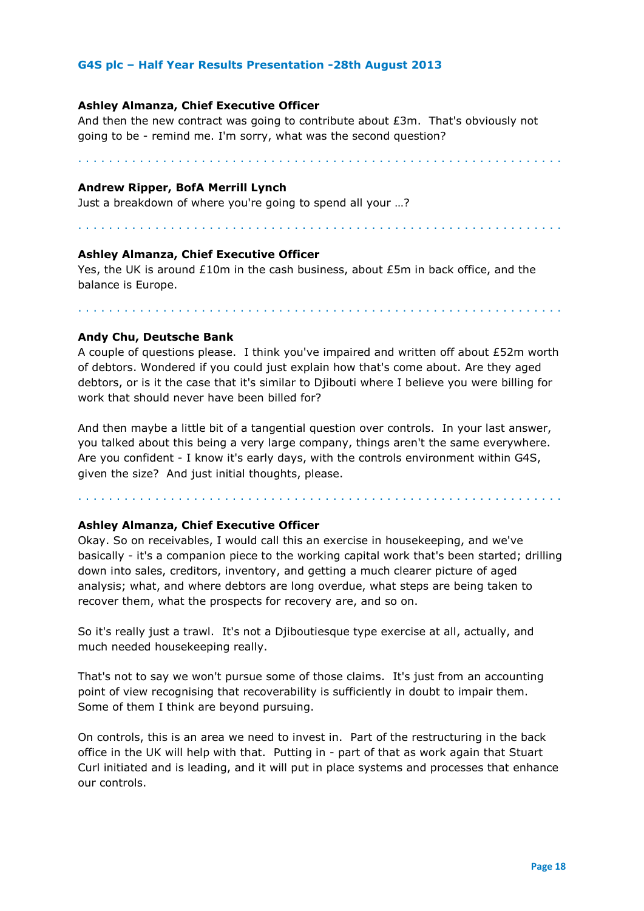**Ashley Almanza, Chief Executive Officer**

And then the new contract was going to contribute about £3m. That's obviously not going to be - remind me. I'm sorry, what was the second question?

**Andrew Ripper, BofA Merrill Lynch**

Just a breakdown of where you're going to spend all your …?

**Ashley Almanza, Chief Executive Officer**

Yes, the UK is around £10m in the cash business, about £5m in back office, and the balance is Europe.

**Andy Chu, Deutsche Bank**

A couple of questions please. I think you've impaired and written off about £52m worth of debtors. Wondered if you could just explain how that's come about. Are they aged debtors, or is it the case that it's similar to Djibouti where I believe you were billing for work that should never have been billed for?

And then maybe a little bit of a tangential question over controls. In your last answer, you talked about this being a very large company, things aren't the same everywhere. Are you confident - I know it's early days, with the controls environment within G4S, given the size? And just initial thoughts, please.

**Ashley Almanza, Chief Executive Officer**

Okay. So on receivables, I would call this an exercise in housekeeping, and we've basically - it's a companion piece to the working capital work that's been started; drilling down into sales, creditors, inventory, and getting a much clearer picture of aged analysis; what, and where debtors are long overdue, what steps are being taken to recover them, what the prospects for recovery are, and so on.

So it's really just a trawl. It's not a Djiboutiesque type exercise at all, actually, and much needed housekeeping really.

That's not to say we won't pursue some of those claims. It's just from an accounting point of view recognising that recoverability is sufficiently in doubt to impair them. Some of them I think are beyond pursuing.

On controls, this is an area we need to invest in. Part of the restructuring in the back office in the UK will help with that. Putting in - part of that as work again that Stuart Curl initiated and is leading, and it will put in place systems and processes that enhance our controls.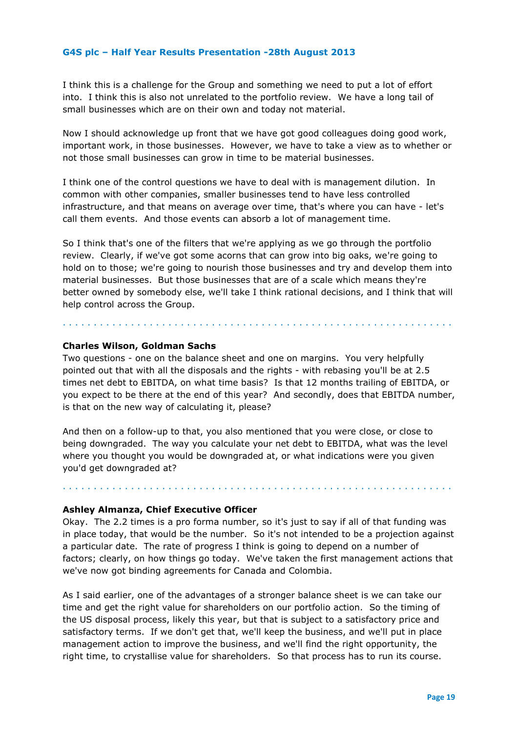I think this is a challenge for the Group and something we need to put a lot of effort into. I think this is also not unrelated to the portfolio review. We have a long tail of small businesses which are on their own and today not material.

Now I should acknowledge up front that we have got good colleagues doing good work, important work, in those businesses. However, we have to take a view as to whether or not those small businesses can grow in time to be material businesses.

I think one of the control questions we have to deal with is management dilution. In common with other companies, smaller businesses tend to have less controlled infrastructure, and that means on average over time, that's where you can have - let's call them events. And those events can absorb a lot of management time.

So I think that's one of the filters that we're applying as we go through the portfolio review. Clearly, if we've got some acorns that can grow into big oaks, we're going to hold on to those; we're going to nourish those businesses and try and develop them into material businesses. But those businesses that are of a scale which means they're better owned by somebody else, we'll take I think rational decisions, and I think that will help control across the Group.

. . . . . . . . . . . . . . . . . . . . . . . . . . . . . . . . . . . . . . . . . . . . . . . . . . . . . . . . . . . . .

**Charles Wilson, Goldman Sachs**
Two questions - one on the balance sheet and one on margins. You very helpfully pointed out that with all the disposals and the rights - with rebasing you'll be at 2.5 times net debt to EBITDA, on what time basis? Is that 12 months trailing of EBITDA, or you expect to be there at the end of this year? And secondly, does that EBITDA number, is that on the new way of calculating it, please?

And then on a follow-up to that, you also mentioned that you were close, or close to being downgraded. The way you calculate your net debt to EBITDA, what was the level where you thought you would be downgraded at, or what indications were you given you'd get downgraded at?

. . . . . . . . . . . . . . . . . . . . . . . . . . . . . . . . . . . . . . . . . . . . . . . . . . . . . . . . . . . . .

**Ashley Almanza, Chief Executive Officer**
Okay. The 2.2 times is a pro forma number, so it's just to say if all of that funding was in place today, that would be the number. So it's not intended to be a projection against a particular date. The rate of progress I think is going to depend on a number of factors; clearly, on how things go today. We've taken the first management actions that we've now got binding agreements for Canada and Colombia.

As I said earlier, one of the advantages of a stronger balance sheet is we can take our time and get the right value for shareholders on our portfolio action. So the timing of the US disposal process, likely this year, but that is subject to a satisfactory price and satisfactory terms. If we don't get that, we'll keep the business, and we'll put in place management action to improve the business, and we'll find the right opportunity, the right time, to crystallise value for shareholders. So that process has to run its course.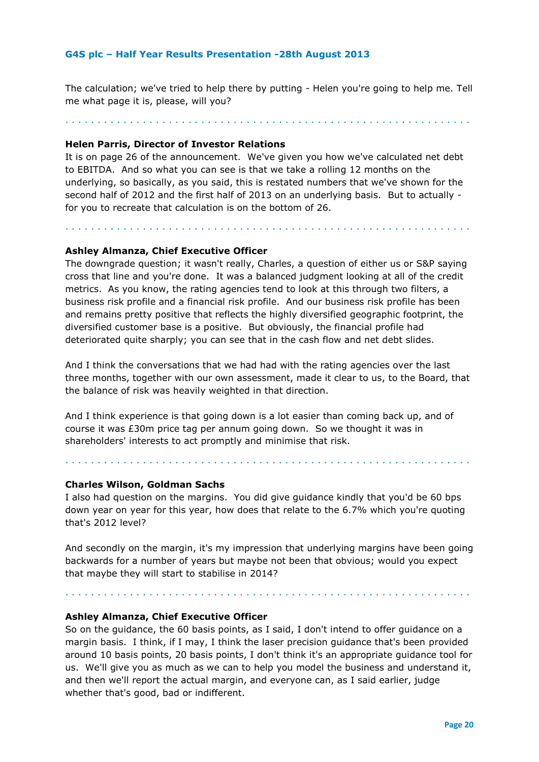The calculation; we've tried to help there by putting - Helen you're going to help me. Tell me what page it is, please, will you?

. . . . . . . . . . . . . . . . . . . . . . . . . . . . . . . . . . . . . . . . . . . . . . . . . . . . . . . . . . . . .

**Helen Parris, Director of Investor Relations**
It is on page 26 of the announcement. We've given you how we've calculated net debt to EBITDA. And so what you can see is that we take a rolling 12 months on the underlying, so basically, as you said, this is restated numbers that we've shown for the second half of 2012 and the first half of 2013 on an underlying basis. But to actually - for you to recreate that calculation is on the bottom of 26.

. . . . . . . . . . . . . . . . . . . . . . . . . . . . . . . . . . . . . . . . . . . . . . . . . . . . . . . . . . . . .

**Ashley Almanza, Chief Executive Officer**
The downgrade question; it wasn't really, Charles, a question of either us or S&P saying cross that line and you're done. It was a balanced judgment looking at all of the credit metrics. As you know, the rating agencies tend to look at this through two filters, a business risk profile and a financial risk profile. And our business risk profile has been and remains pretty positive that reflects the highly diversified geographic footprint, the diversified customer base is a positive. But obviously, the financial profile had deteriorated quite sharply; you can see that in the cash flow and net debt slides.

And I think the conversations that we had had with the rating agencies over the last three months, together with our own assessment, made it clear to us, to the Board, that the balance of risk was heavily weighted in that direction.

And I think experience is that going down is a lot easier than coming back up, and of course it was £30m price tag per annum going down. So we thought it was in shareholders' interests to act promptly and minimise that risk.

. . . . . . . . . . . . . . . . . . . . . . . . . . . . . . . . . . . . . . . . . . . . . . . . . . . . . . . . . . . . .

**Charles Wilson, Goldman Sachs**
I also had question on the margins. You did give guidance kindly that you'd be 60 bps down year on year for this year, how does that relate to the 6.7% which you're quoting that's 2012 level?

And secondly on the margin, it's my impression that underlying margins have been going backwards for a number of years but maybe not been that obvious; would you expect that maybe they will start to stabilise in 2014?

. . . . . . . . . . . . . . . . . . . . . . . . . . . . . . . . . . . . . . . . . . . . . . . . . . . . . . . . . . . . .

**Ashley Almanza, Chief Executive Officer**
So on the guidance, the 60 basis points, as I said, I don't intend to offer guidance on a margin basis. I think, if I may, I think the laser precision guidance that's been provided around 10 basis points, 20 basis points, I don't think it's an appropriate guidance tool for us. We'll give you as much as we can to help you model the business and understand it, and then we'll report the actual margin, and everyone can, as I said earlier, judge whether that's good, bad or indifferent.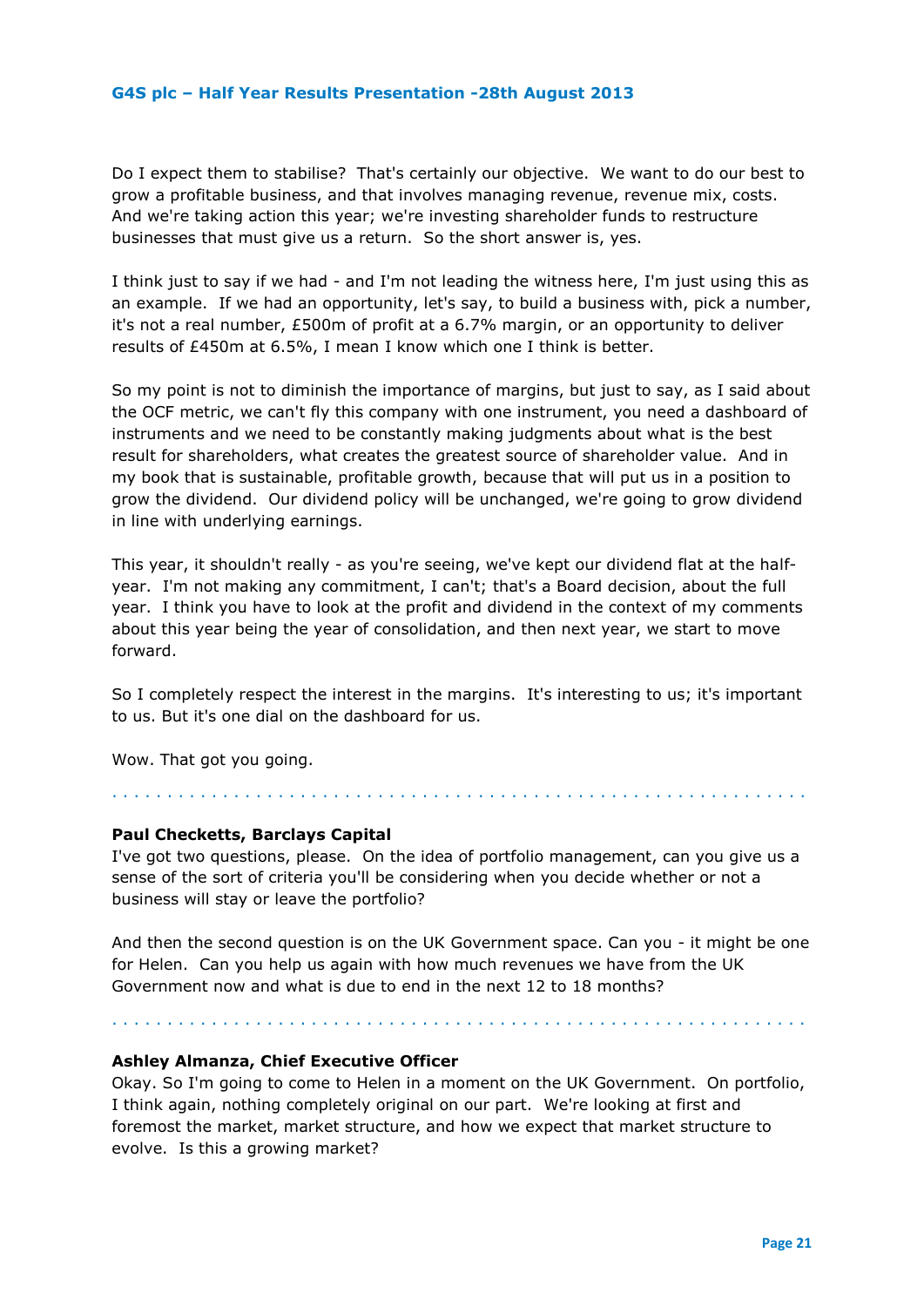Do I expect them to stabilise? That's certainly our objective. We want to do our best to grow a profitable business, and that involves managing revenue, revenue mix, costs. And we're taking action this year; we're investing shareholder funds to restructure businesses that must give us a return. So the short answer is, yes.

I think just to say if we had - and I'm not leading the witness here, I'm just using this as an example. If we had an opportunity, let's say, to build a business with, pick a number, it's not a real number, £500m of profit at a 6.7% margin, or an opportunity to deliver results of £450m at 6.5%, I mean I know which one I think is better.

So my point is not to diminish the importance of margins, but just to say, as I said about the OCF metric, we can't fly this company with one instrument, you need a dashboard of instruments and we need to be constantly making judgments about what is the best result for shareholders, what creates the greatest source of shareholder value. And in my book that is sustainable, profitable growth, because that will put us in a position to grow the dividend. Our dividend policy will be unchanged, we're going to grow dividend in line with underlying earnings.

This year, it shouldn't really - as you're seeing, we've kept our dividend flat at the half-year. I'm not making any commitment, I can't; that's a Board decision, about the full year. I think you have to look at the profit and dividend in the context of my comments about this year being the year of consolidation, and then next year, we start to move forward.

So I completely respect the interest in the margins. It's interesting to us; it's important to us. But it's one dial on the dashboard for us.

Wow. That got you going.

. . . . . . . . . . . . . . . . . . . . . . . . . . . . . . . . . . . . . . . . . . . . . . . . . . . . . . . . . . . . . .

**Paul Checketts, Barclays Capital**
I've got two questions, please. On the idea of portfolio management, can you give us a sense of the sort of criteria you'll be considering when you decide whether or not a business will stay or leave the portfolio?

And then the second question is on the UK Government space. Can you - it might be one for Helen. Can you help us again with how much revenues we have from the UK Government now and what is due to end in the next 12 to 18 months?

. . . . . . . . . . . . . . . . . . . . . . . . . . . . . . . . . . . . . . . . . . . . . . . . . . . . . . . . . . . . . .

**Ashley Almanza, Chief Executive Officer**
Okay. So I'm going to come to Helen in a moment on the UK Government. On portfolio, I think again, nothing completely original on our part. We're looking at first and foremost the market, market structure, and how we expect that market structure to evolve. Is this a growing market?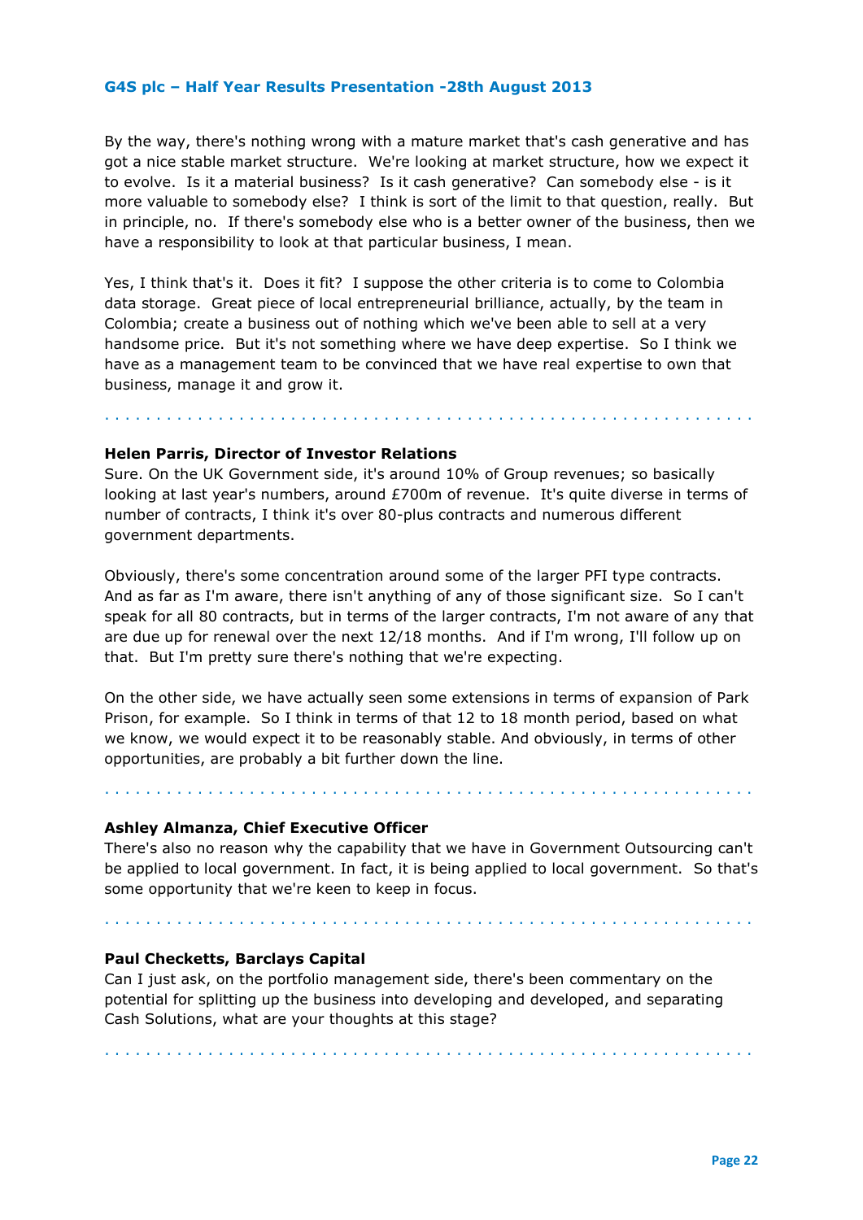By the way, there's nothing wrong with a mature market that's cash generative and has got a nice stable market structure. We're looking at market structure, how we expect it to evolve. Is it a material business? Is it cash generative? Can somebody else - is it more valuable to somebody else? I think is sort of the limit to that question, really. But in principle, no. If there's somebody else who is a better owner of the business, then we have a responsibility to look at that particular business, I mean.

Yes, I think that's it. Does it fit? I suppose the other criteria is to come to Colombia data storage. Great piece of local entrepreneurial brilliance, actually, by the team in Colombia; create a business out of nothing which we've been able to sell at a very handsome price. But it's not something where we have deep expertise. So I think we have as a management team to be convinced that we have real expertise to own that business, manage it and grow it.

. . . . . . . . . . . . . . . . . . . . . . . . . . . . . . . . . . . . . . . . . . . . . . . . . . . . . . . . . . . . . .

**Helen Parris, Director of Investor Relations**
Sure. On the UK Government side, it's around 10% of Group revenues; so basically looking at last year's numbers, around £700m of revenue. It's quite diverse in terms of number of contracts, I think it's over 80-plus contracts and numerous different government departments.

Obviously, there's some concentration around some of the larger PFI type contracts. And as far as I'm aware, there isn't anything of any of those significant size. So I can't speak for all 80 contracts, but in terms of the larger contracts, I'm not aware of any that are due up for renewal over the next 12/18 months. And if I'm wrong, I'll follow up on that. But I'm pretty sure there's nothing that we're expecting.

On the other side, we have actually seen some extensions in terms of expansion of Park Prison, for example. So I think in terms of that 12 to 18 month period, based on what we know, we would expect it to be reasonably stable. And obviously, in terms of other opportunities, are probably a bit further down the line.

. . . . . . . . . . . . . . . . . . . . . . . . . . . . . . . . . . . . . . . . . . . . . . . . . . . . . . . . . . . . . .

**Ashley Almanza, Chief Executive Officer**
There's also no reason why the capability that we have in Government Outsourcing can't be applied to local government. In fact, it is being applied to local government. So that's some opportunity that we're keen to keep in focus.

. . . . . . . . . . . . . . . . . . . . . . . . . . . . . . . . . . . . . . . . . . . . . . . . . . . . . . . . . . . . . .

**Paul Checketts, Barclays Capital**
Can I just ask, on the portfolio management side, there's been commentary on the potential for splitting up the business into developing and developed, and separating Cash Solutions, what are your thoughts at this stage?

. . . . . . . . . . . . . . . . . . . . . . . . . . . . . . . . . . . . . . . . . . . . . . . . . . . . . . . . . . . . . .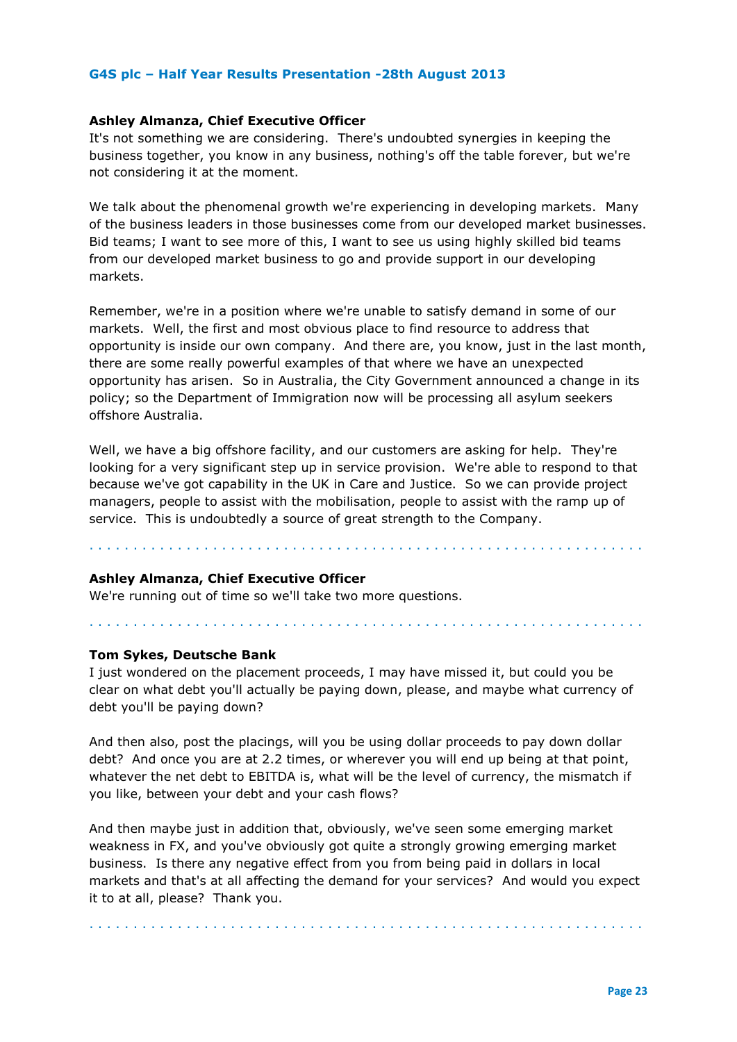**Ashley Almanza, Chief Executive Officer**

It's not something we are considering. There's undoubted synergies in keeping the business together, you know in any business, nothing's off the table forever, but we're not considering it at the moment.

We talk about the phenomenal growth we're experiencing in developing markets. Many of the business leaders in those businesses come from our developed market businesses. Bid teams; I want to see more of this, I want to see us using highly skilled bid teams from our developed market business to go and provide support in our developing markets.

Remember, we're in a position where we're unable to satisfy demand in some of our markets. Well, the first and most obvious place to find resource to address that opportunity is inside our own company. And there are, you know, just in the last month, there are some really powerful examples of that where we have an unexpected opportunity has arisen. So in Australia, the City Government announced a change in its policy; so the Department of Immigration now will be processing all asylum seekers offshore Australia.

Well, we have a big offshore facility, and our customers are asking for help. They're looking for a very significant step up in service provision. We're able to respond to that because we've got capability in the UK in Care and Justice. So we can provide project managers, people to assist with the mobilisation, people to assist with the ramp up of service. This is undoubtedly a source of great strength to the Company.

. . . . . . . . . . . . . . . . . . . . . . . . . . . . . . . . . . . . . . . . . . . . . . . . . . . . . . . . . . . . .

**Ashley Almanza, Chief Executive Officer**

We're running out of time so we'll take two more questions.

. . . . . . . . . . . . . . . . . . . . . . . . . . . . . . . . . . . . . . . . . . . . . . . . . . . . . . . . . . . . .

**Tom Sykes, Deutsche Bank**

I just wondered on the placement proceeds, I may have missed it, but could you be clear on what debt you'll actually be paying down, please, and maybe what currency of debt you'll be paying down?

And then also, post the placings, will you be using dollar proceeds to pay down dollar debt? And once you are at 2.2 times, or wherever you will end up being at that point, whatever the net debt to EBITDA is, what will be the level of currency, the mismatch if you like, between your debt and your cash flows?

And then maybe just in addition that, obviously, we've seen some emerging market weakness in FX, and you've obviously got quite a strongly growing emerging market business. Is there any negative effect from you from being paid in dollars in local markets and that's at all affecting the demand for your services? And would you expect it to at all, please? Thank you.

. . . . . . . . . . . . . . . . . . . . . . . . . . . . . . . . . . . . . . . . . . . . . . . . . . . . . . . . . . . . .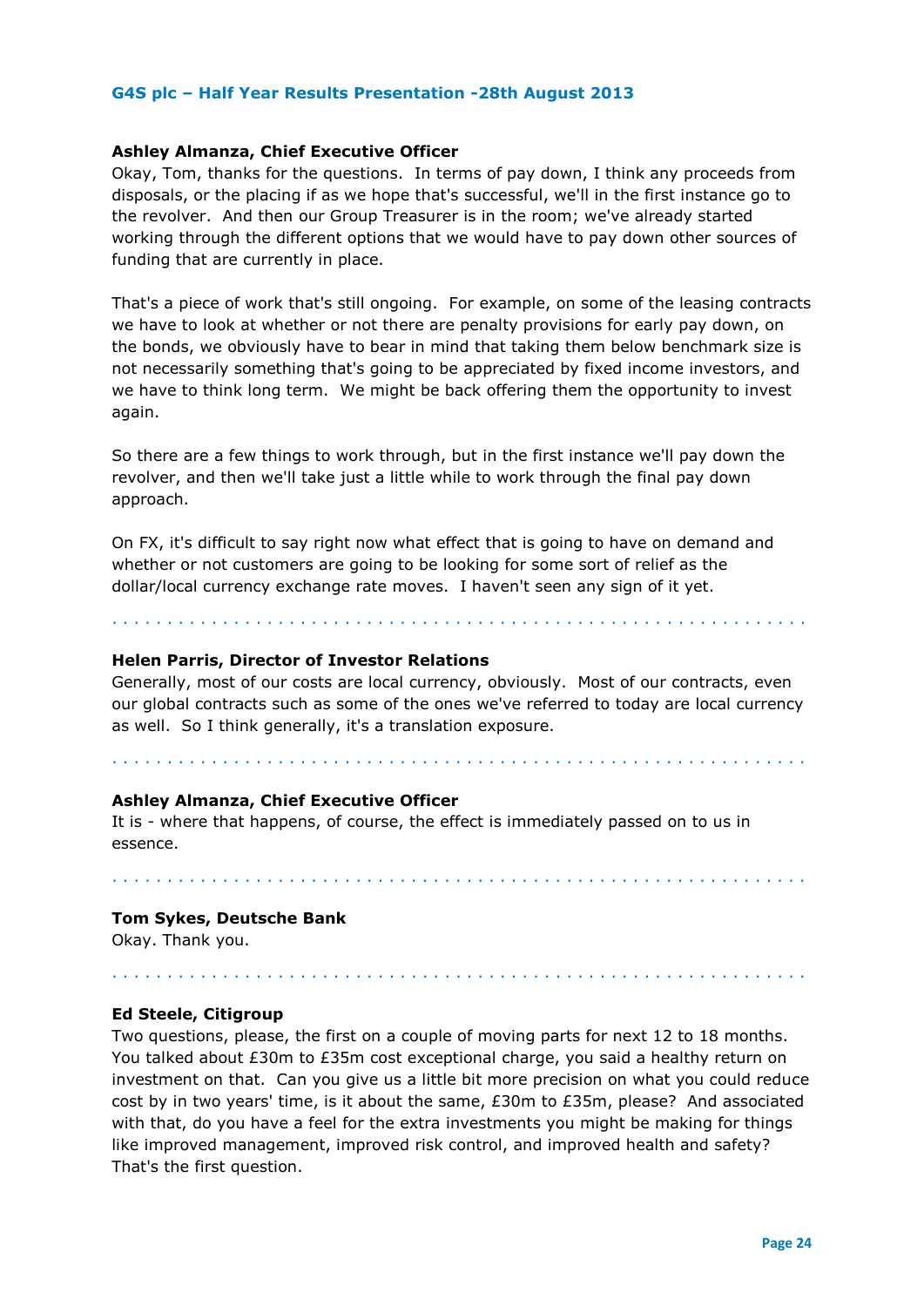**Ashley Almanza, Chief Executive Officer**

Okay, Tom, thanks for the questions. In terms of pay down, I think any proceeds from disposals, or the placing if as we hope that's successful, we'll in the first instance go to the revolver. And then our Group Treasurer is in the room; we've already started working through the different options that we would have to pay down other sources of funding that are currently in place.

That's a piece of work that's still ongoing. For example, on some of the leasing contracts we have to look at whether or not there are penalty provisions for early pay down, on the bonds, we obviously have to bear in mind that taking them below benchmark size is not necessarily something that's going to be appreciated by fixed income investors, and we have to think long term. We might be back offering them the opportunity to invest again.

So there are a few things to work through, but in the first instance we'll pay down the revolver, and then we'll take just a little while to work through the final pay down approach.

On FX, it's difficult to say right now what effect that is going to have on demand and whether or not customers are going to be looking for some sort of relief as the dollar/local currency exchange rate moves. I haven't seen any sign of it yet.

**Helen Parris, Director of Investor Relations**

Generally, most of our costs are local currency, obviously. Most of our contracts, even our global contracts such as some of the ones we've referred to today are local currency as well. So I think generally, it's a translation exposure.

**Ashley Almanza, Chief Executive Officer**

It is - where that happens, of course, the effect is immediately passed on to us in essence.

**Tom Sykes, Deutsche Bank**

Okay. Thank you.

**Ed Steele, Citigroup**

Two questions, please, the first on a couple of moving parts for next 12 to 18 months. You talked about £30m to £35m cost exceptional charge, you said a healthy return on investment on that. Can you give us a little bit more precision on what you could reduce cost by in two years' time, is it about the same, £30m to £35m, please? And associated with that, do you have a feel for the extra investments you might be making for things like improved management, improved risk control, and improved health and safety? That's the first question.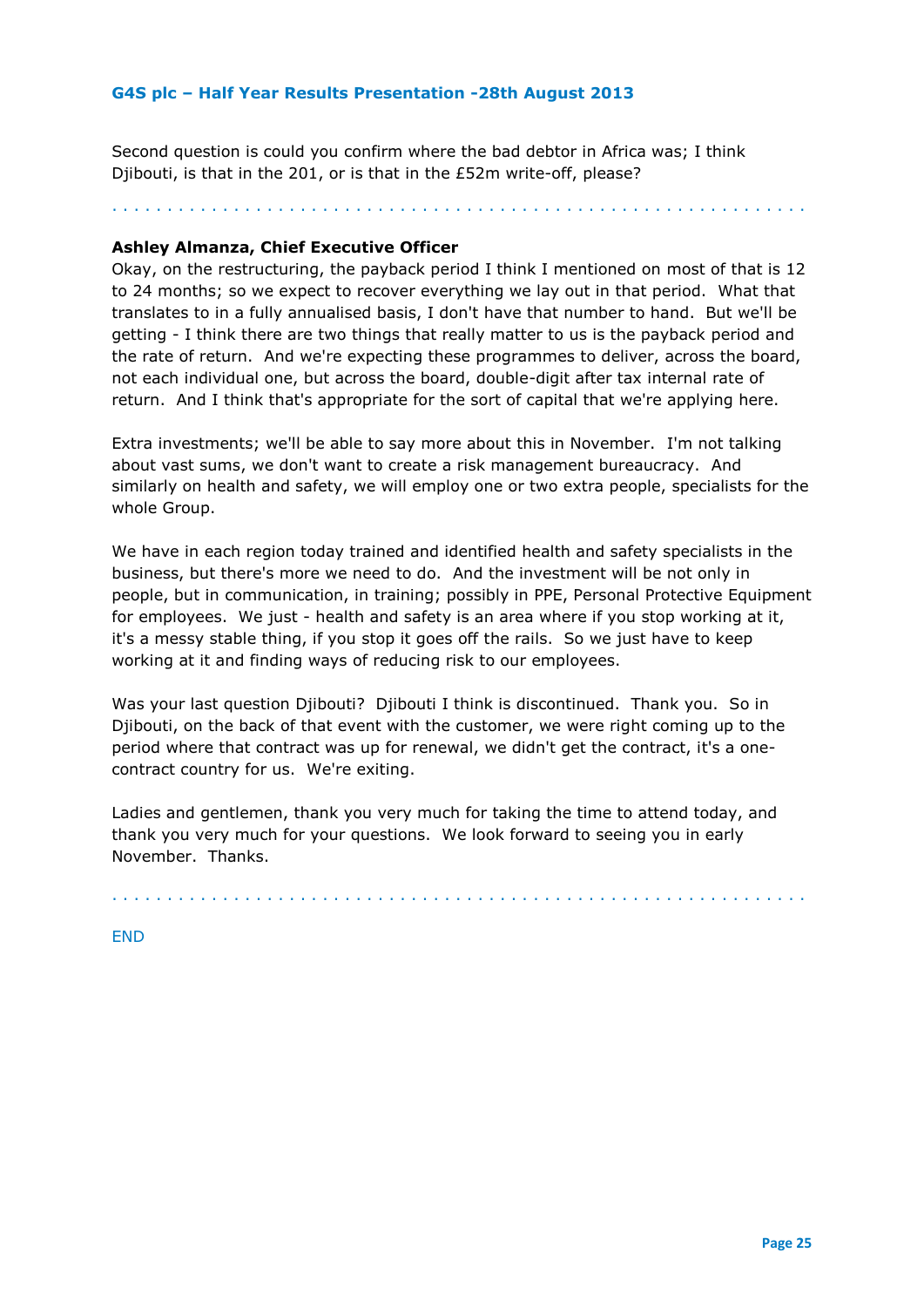Second question is could you confirm where the bad debtor in Africa was; I think Djibouti, is that in the 201, or is that in the £52m write-off, please?

. . . . . . . . . . . . . . . . . . . . . . . . . . . . . . . . . . . . . . . . . . . . . . . . . . . . . . . . . . . . . . .

**Ashley Almanza, Chief Executive Officer**

Okay, on the restructuring, the payback period I think I mentioned on most of that is 12 to 24 months; so we expect to recover everything we lay out in that period. What that translates to in a fully annualised basis, I don't have that number to hand. But we'll be getting - I think there are two things that really matter to us is the payback period and the rate of return. And we're expecting these programmes to deliver, across the board, not each individual one, but across the board, double-digit after tax internal rate of return. And I think that's appropriate for the sort of capital that we're applying here.

Extra investments; we'll be able to say more about this in November. I'm not talking about vast sums, we don't want to create a risk management bureaucracy. And similarly on health and safety, we will employ one or two extra people, specialists for the whole Group.

We have in each region today trained and identified health and safety specialists in the business, but there's more we need to do. And the investment will be not only in people, but in communication, in training; possibly in PPE, Personal Protective Equipment for employees. We just - health and safety is an area where if you stop working at it, it's a messy stable thing, if you stop it goes off the rails. So we just have to keep working at it and finding ways of reducing risk to our employees.

Was your last question Djibouti? Djibouti I think is discontinued. Thank you. So in Djibouti, on the back of that event with the customer, we were right coming up to the period where that contract was up for renewal, we didn't get the contract, it's a one-contract country for us. We're exiting.

Ladies and gentlemen, thank you very much for taking the time to attend today, and thank you very much for your questions. We look forward to seeing you in early November. Thanks.

. . . . . . . . . . . . . . . . . . . . . . . . . . . . . . . . . . . . . . . . . . . . . . . . . . . . . . . . . . . . . . .

END